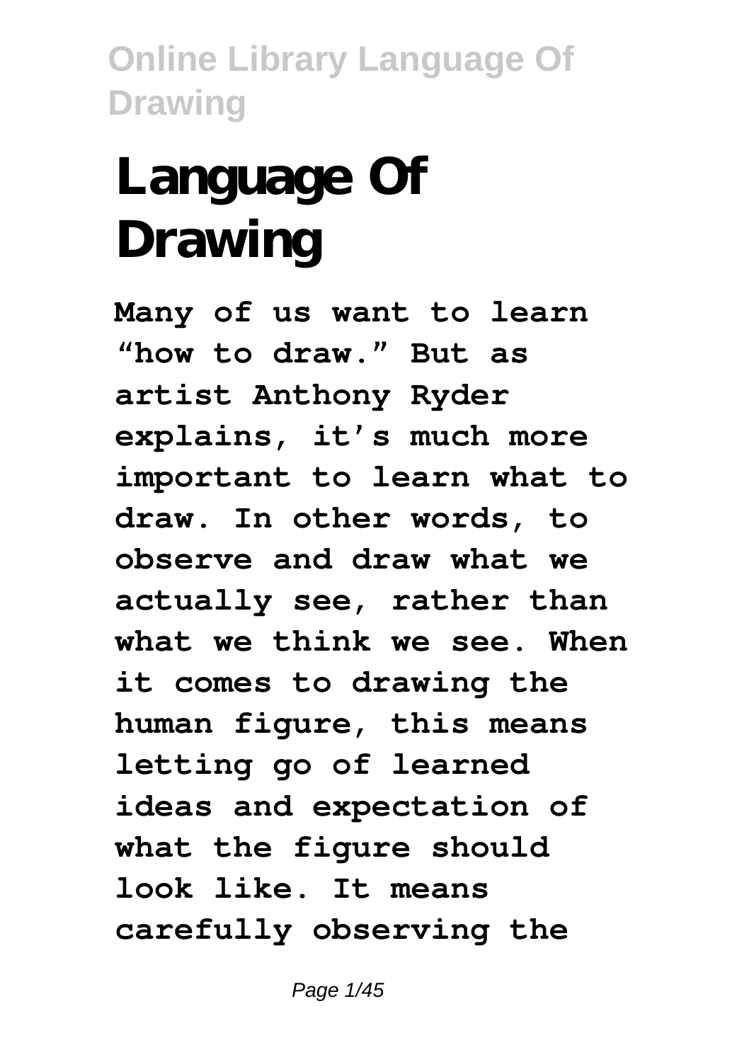# Language Of Drawing

**Many of us want to learn "how to draw." But as artist Anthony Ryder explains, it's much more important to learn what to draw. In other words, to observe and draw what we actually see, rather than what we think we see. When it comes to drawing the human figure, this means letting go of learned ideas and expectation of what the figure should look like. It means carefully observing the**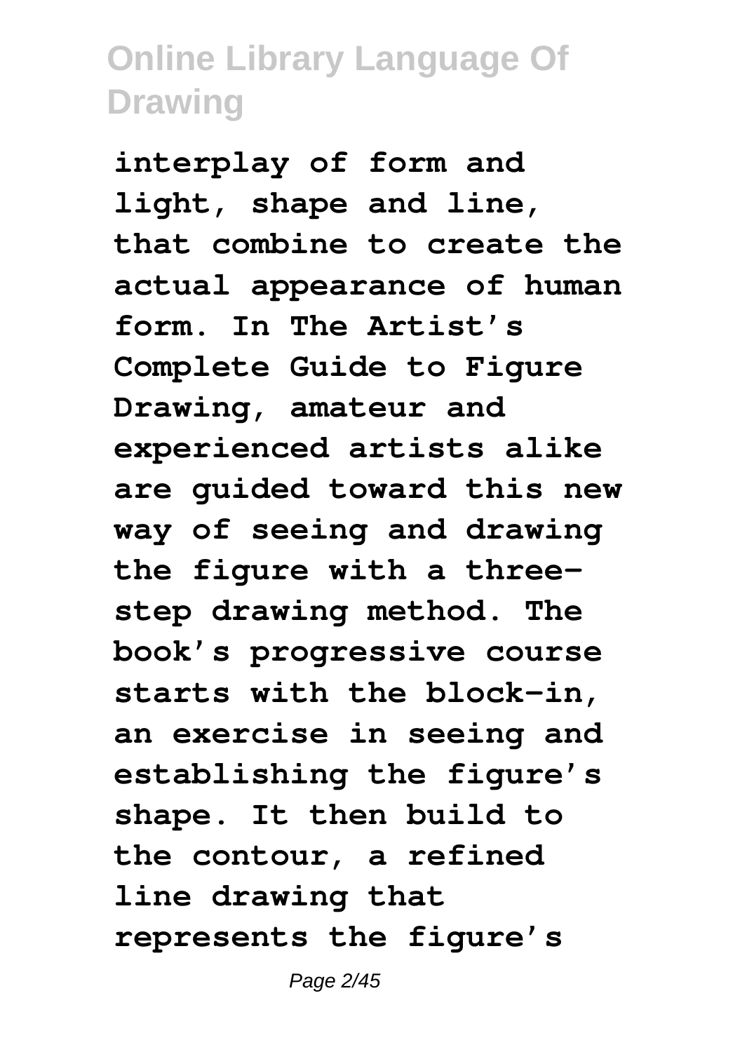**interplay of form and light, shape and line, that combine to create the actual appearance of human form. In The Artist's Complete Guide to Figure Drawing, amateur and experienced artists alike are guided toward this new way of seeing and drawing the figure with a three-step drawing method. The book's progressive course starts with the block-in, an exercise in seeing and establishing the figure's shape. It then build to the contour, a refined line drawing that represents the figure's**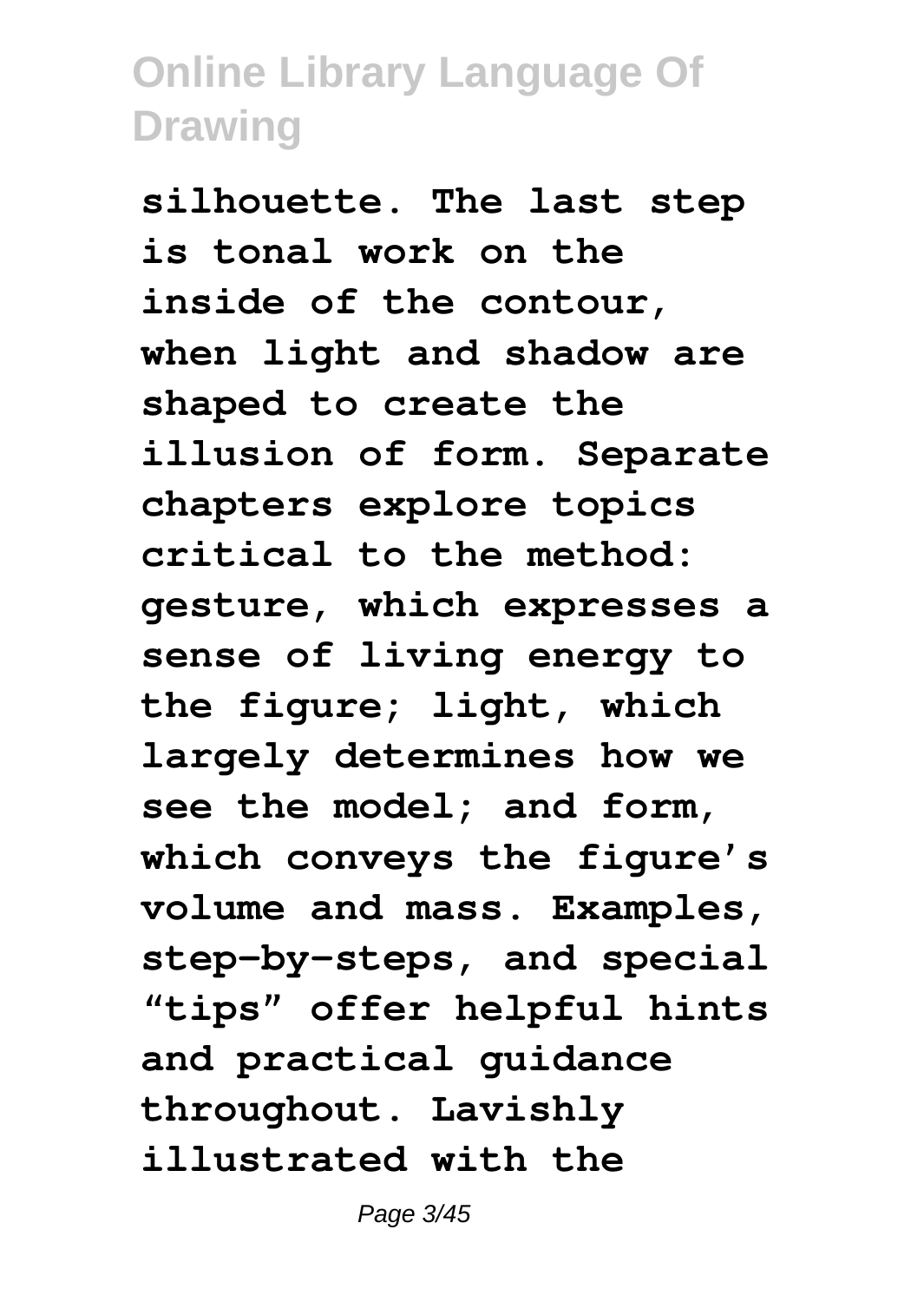**silhouette. The last step is tonal work on the inside of the contour, when light and shadow are shaped to create the illusion of form. Separate chapters explore topics critical to the method: gesture, which expresses a sense of living energy to the figure; light, which largely determines how we see the model; and form, which conveys the figure's volume and mass. Examples, step-by-steps, and special "tips" offer helpful hints and practical guidance throughout. Lavishly illustrated with the**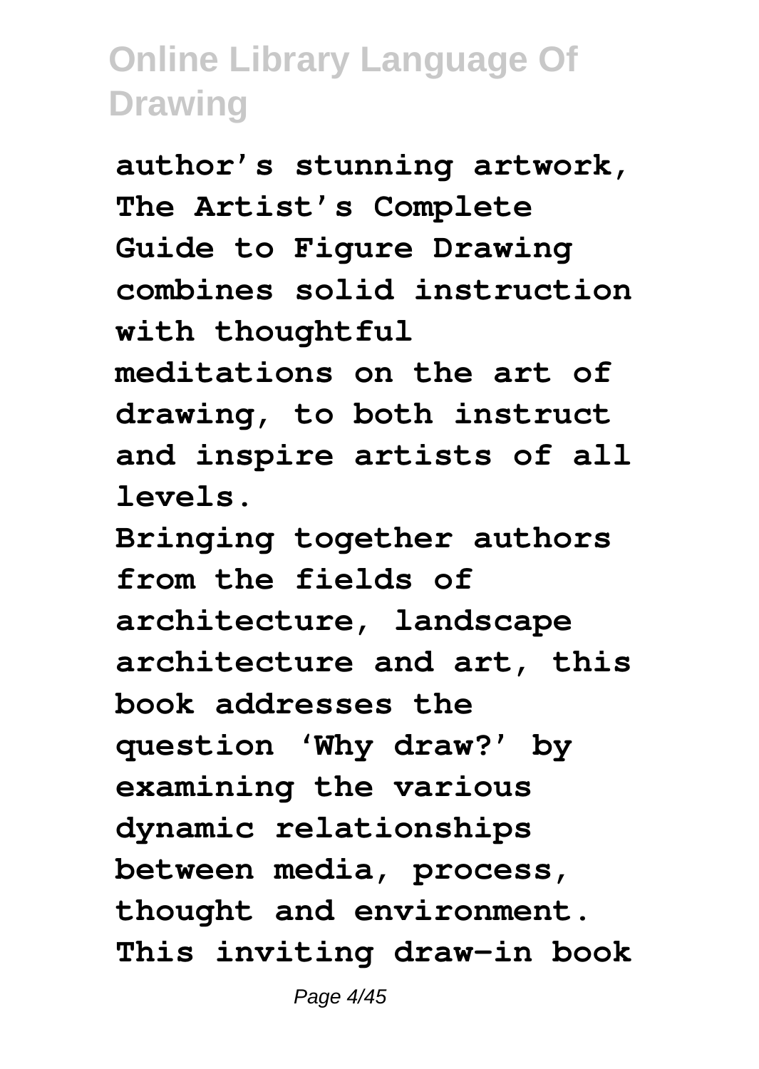**author's stunning artwork, The Artist's Complete Guide to Figure Drawing combines solid instruction with thoughtful meditations on the art of drawing, to both instruct and inspire artists of all levels.**

**Bringing together authors from the fields of architecture, landscape architecture and art, this book addresses the question 'Why draw?' by examining the various dynamic relationships between media, process, thought and environment.**

**This inviting draw-in book**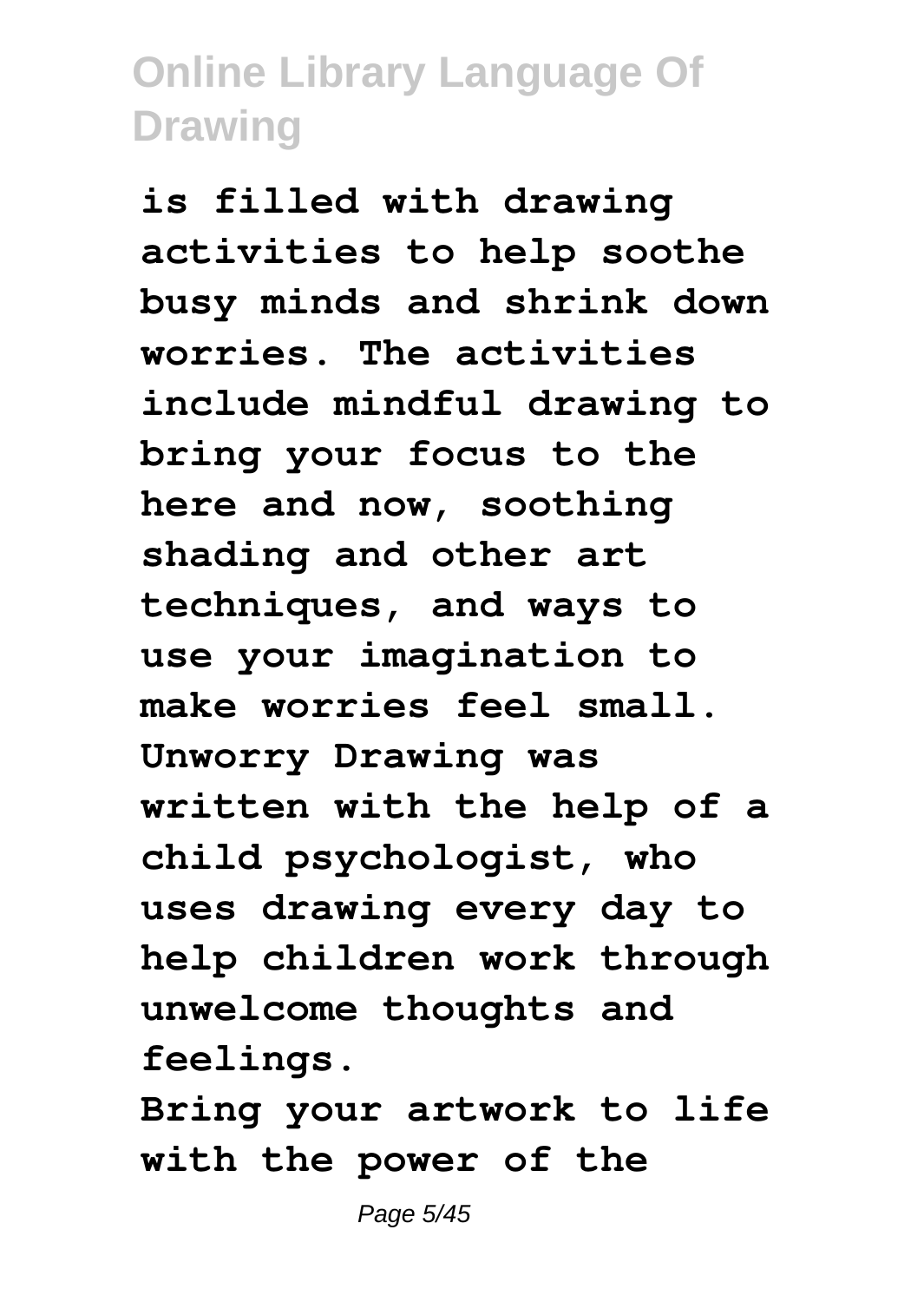**is filled with drawing activities to help soothe busy minds and shrink down worries. The activities include mindful drawing to bring your focus to the here and now, soothing shading and other art techniques, and ways to use your imagination to make worries feel small. Unworry Drawing was written with the help of a child psychologist, who uses drawing every day to help children work through unwelcome thoughts and feelings.**

**Bring your artwork to life with the power of the**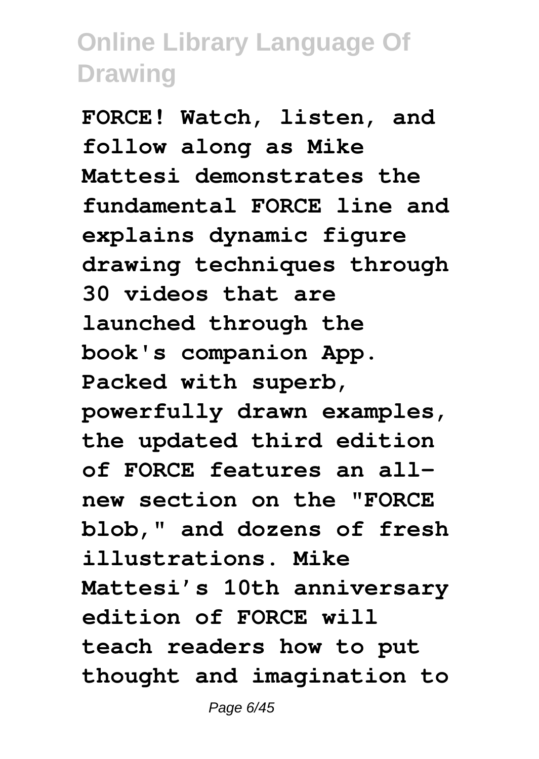**FORCE! Watch, listen, and follow along as Mike Mattesi demonstrates the fundamental FORCE line and explains dynamic figure drawing techniques through 30 videos that are launched through the book's companion App. Packed with superb, powerfully drawn examples, the updated third edition of FORCE features an all-new section on the "FORCE blob," and dozens of fresh illustrations. Mike Mattesi's 10th anniversary edition of FORCE will teach readers how to put thought and imagination to**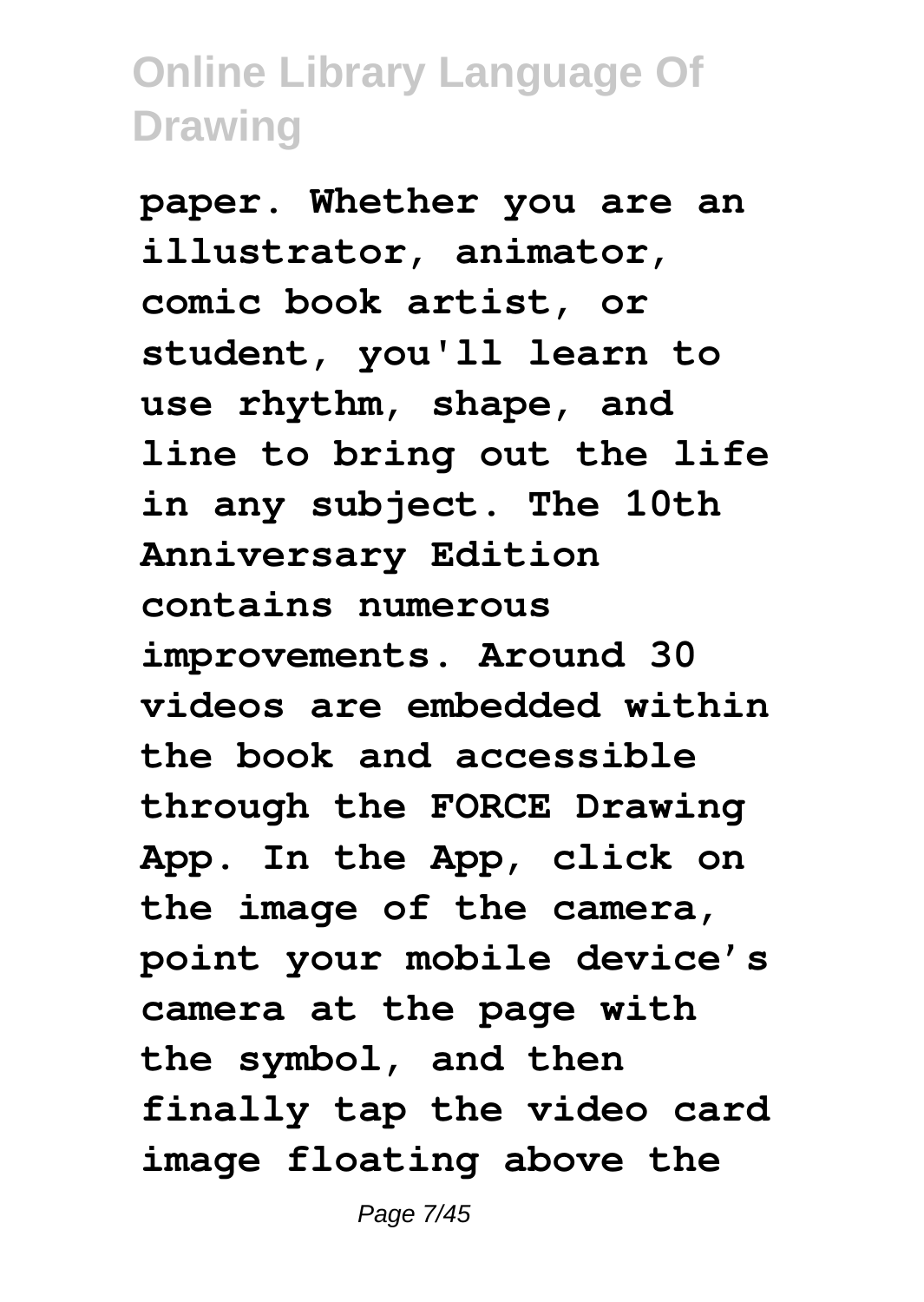**paper. Whether you are an illustrator, animator, comic book artist, or student, you'll learn to use rhythm, shape, and line to bring out the life in any subject. The 10th Anniversary Edition contains numerous improvements. Around 30 videos are embedded within the book and accessible through the FORCE Drawing App. In the App, click on the image of the camera, point your mobile device's camera at the page with the symbol, and then finally tap the video card image floating above the**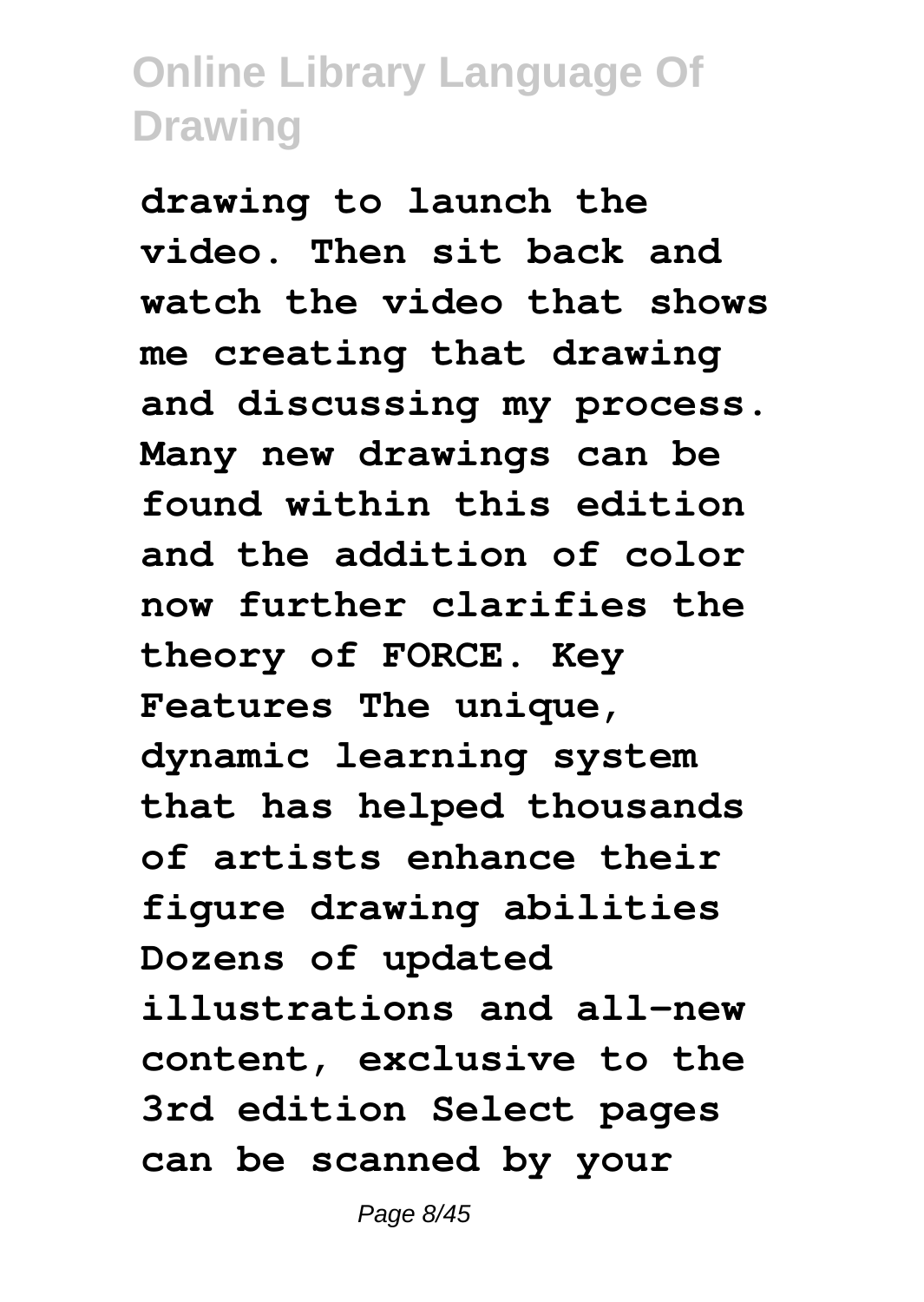**drawing to launch the video. Then sit back and watch the video that shows me creating that drawing and discussing my process. Many new drawings can be found within this edition and the addition of color now further clarifies the theory of FORCE. Key Features The unique, dynamic learning system that has helped thousands of artists enhance their figure drawing abilities Dozens of updated illustrations and all-new content, exclusive to the 3rd edition Select pages can be scanned by your**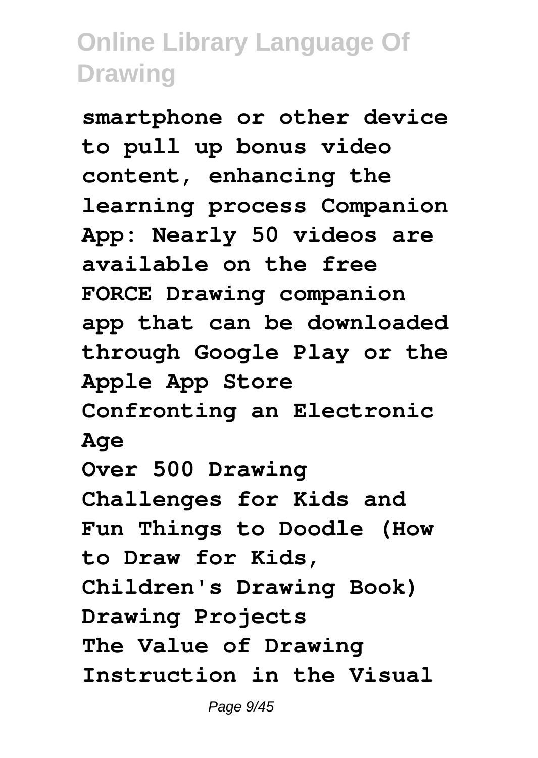**smartphone or other device to pull up bonus video content, enhancing the learning process Companion App: Nearly 50 videos are available on the free FORCE Drawing companion app that can be downloaded through Google Play or the Apple App Store**

**Confronting an Electronic Age**

**Over 500 Drawing Challenges for Kids and Fun Things to Doodle (How to Draw for Kids, Children's Drawing Book)**

**Drawing Projects**

**The Value of Drawing Instruction in the Visual**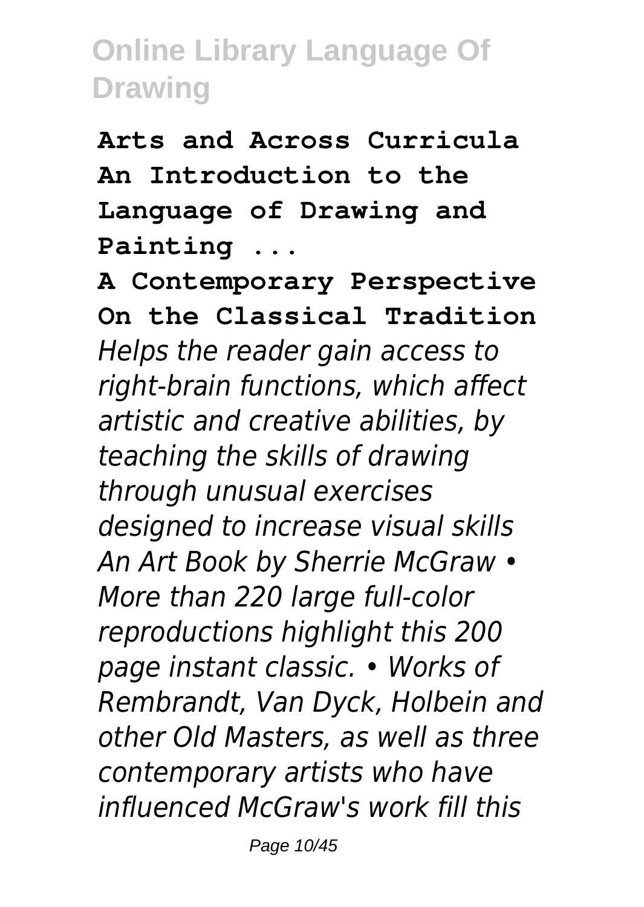**Arts and Across Curricula**

**An Introduction to the Language of Drawing and Painting ...**

**A Contemporary Perspective On the Classical Tradition**

*Helps the reader gain access to right-brain functions, which affect artistic and creative abilities, by teaching the skills of drawing through unusual exercises designed to increase visual skills*

*An Art Book by Sherrie McGraw • More than 220 large full-color reproductions highlight this 200 page instant classic. • Works of Rembrandt, Van Dyck, Holbein and other Old Masters, as well as three contemporary artists who have influenced McGraw's work fill this*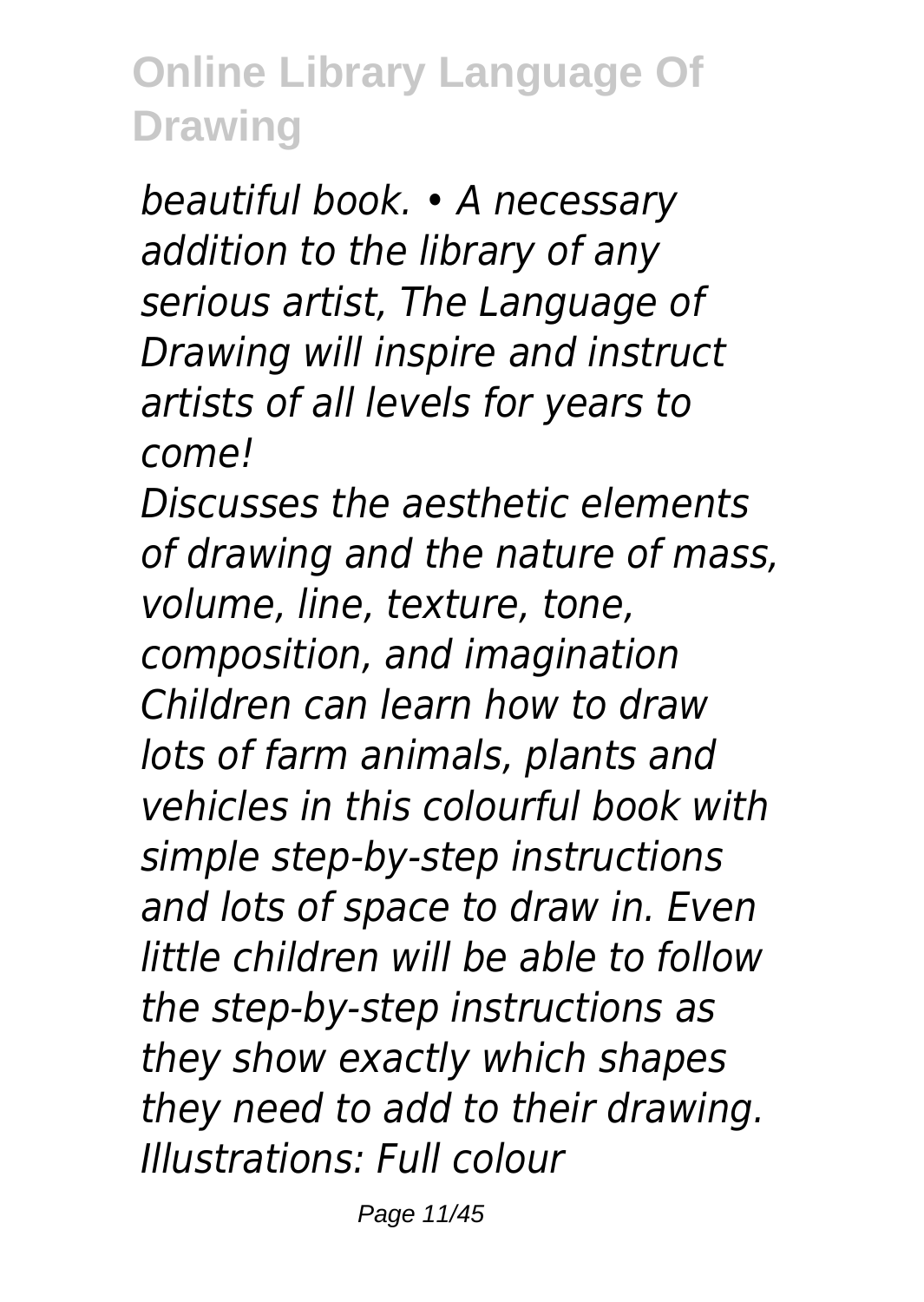*beautiful book. • A necessary addition to the library of any serious artist, The Language of Drawing will inspire and instruct artists of all levels for years to come!*

*Discusses the aesthetic elements of drawing and the nature of mass, volume, line, texture, tone, composition, and imagination*

*Children can learn how to draw lots of farm animals, plants and vehicles in this colourful book with simple step-by-step instructions and lots of space to draw in. Even little children will be able to follow the step-by-step instructions as they show exactly which shapes they need to add to their drawing. Illustrations: Full colour*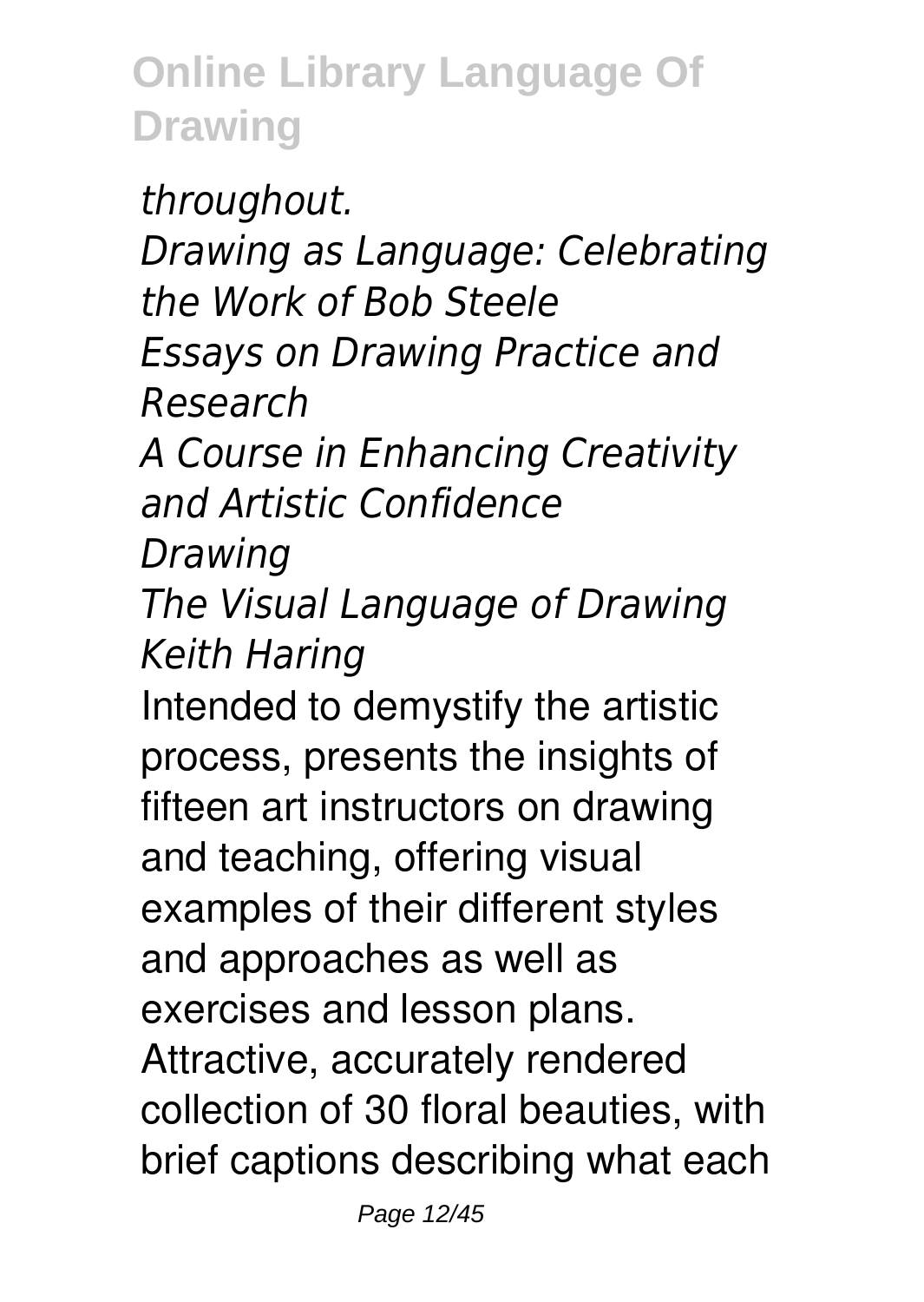*throughout.*

*Drawing as Language: Celebrating the Work of Bob Steele*

*Essays on Drawing Practice and Research*

*A Course in Enhancing Creativity and Artistic Confidence*

*Drawing*

*The Visual Language of Drawing*

*Keith Haring*

Intended to demystify the artistic process, presents the insights of fifteen art instructors on drawing and teaching, offering visual examples of their different styles and approaches as well as exercises and lesson plans.

Attractive, accurately rendered collection of 30 floral beauties, with brief captions describing what each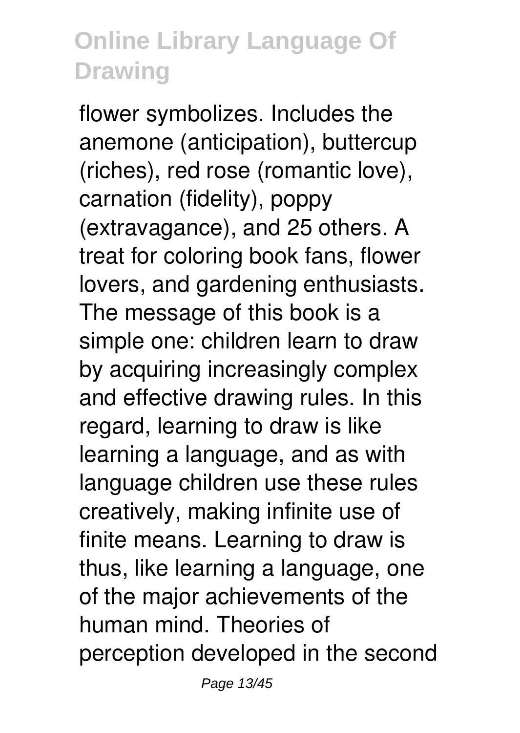flower symbolizes. Includes the anemone (anticipation), buttercup (riches), red rose (romantic love), carnation (fidelity), poppy (extravagance), and 25 others. A treat for coloring book fans, flower lovers, and gardening enthusiasts. The message of this book is a simple one: children learn to draw by acquiring increasingly complex and effective drawing rules. In this regard, learning to draw is like learning a language, and as with language children use these rules creatively, making infinite use of finite means. Learning to draw is thus, like learning a language, one of the major achievements of the human mind. Theories of perception developed in the second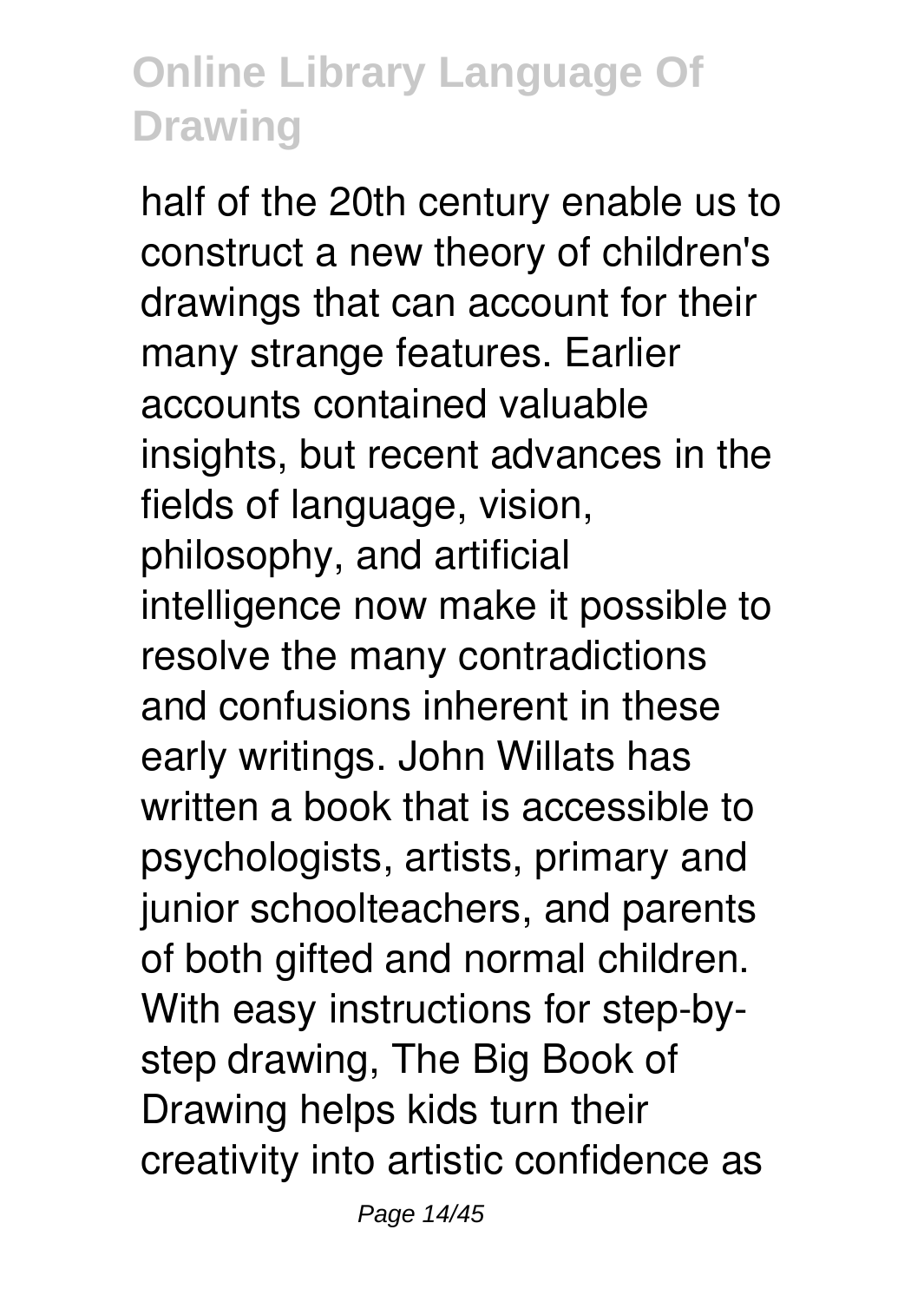half of the 20th century enable us to construct a new theory of children's drawings that can account for their many strange features. Earlier accounts contained valuable insights, but recent advances in the fields of language, vision, philosophy, and artificial intelligence now make it possible to resolve the many contradictions and confusions inherent in these early writings. John Willats has written a book that is accessible to psychologists, artists, primary and junior schoolteachers, and parents of both gifted and normal children. With easy instructions for step-by-step drawing, The Big Book of Drawing helps kids turn their creativity into artistic confidence as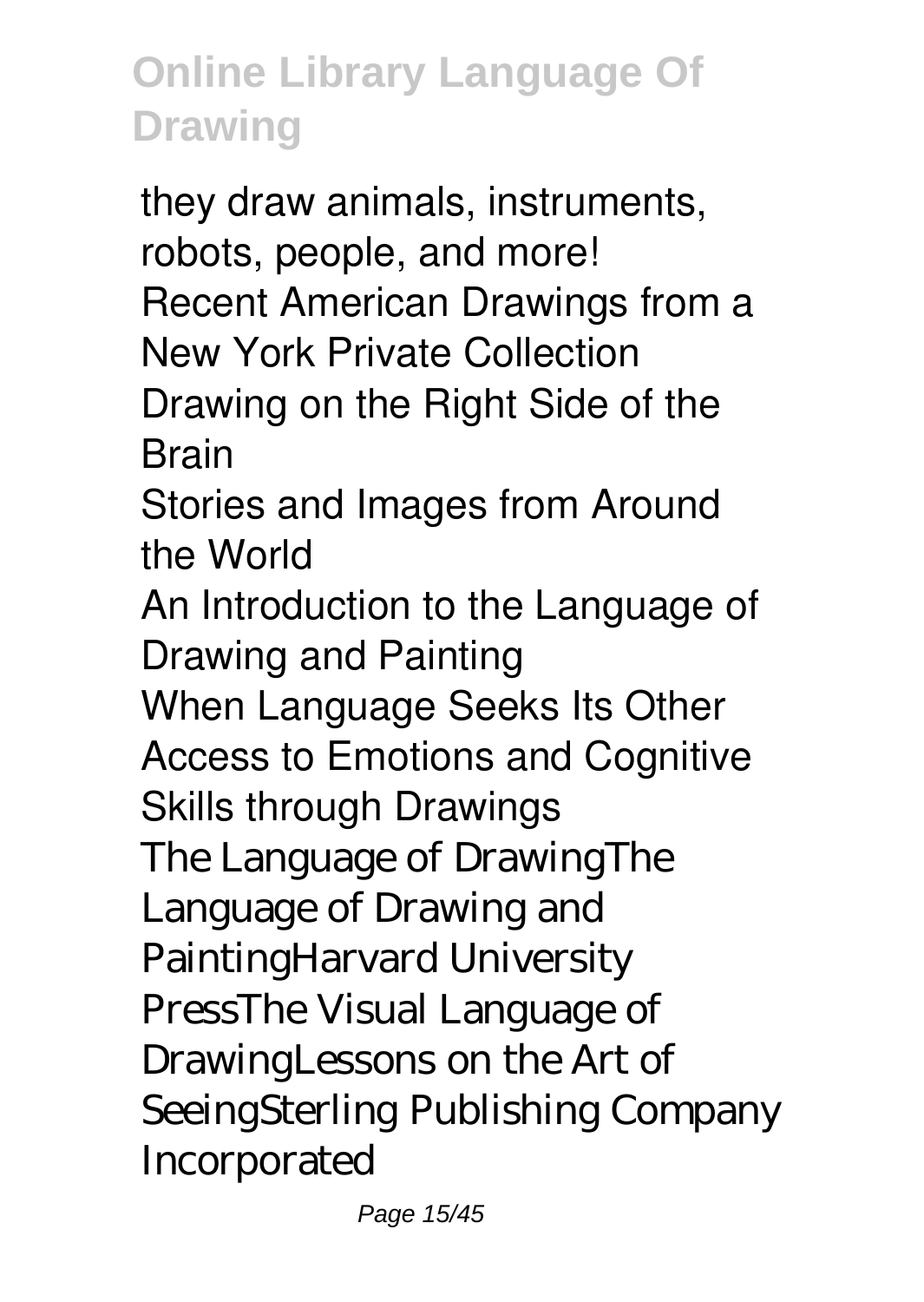they draw animals, instruments, robots, people, and more!

Recent American Drawings from a New York Private Collection

Drawing on the Right Side of the Brain

Stories and Images from Around the World

An Introduction to the Language of Drawing and Painting

When Language Seeks Its Other

Access to Emotions and Cognitive Skills through Drawings

The Language of DrawingThe Language of Drawing and PaintingHarvard University PressThe Visual Language of DrawingLessons on the Art of SeeingSterling Publishing Company Incorporated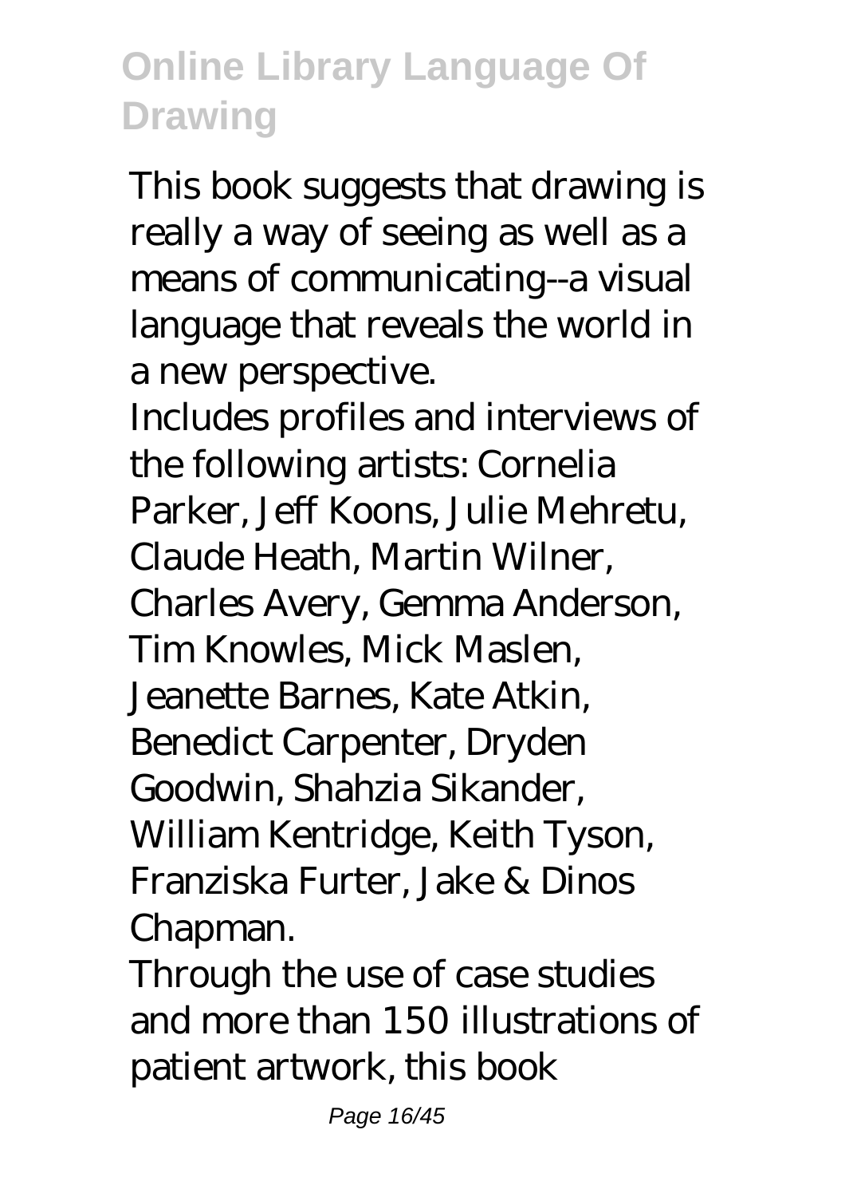This book suggests that drawing is really a way of seeing as well as a means of communicating--a visual language that reveals the world in a new perspective.

Includes profiles and interviews of the following artists: Cornelia Parker, Jeff Koons, Julie Mehretu, Claude Heath, Martin Wilner, Charles Avery, Gemma Anderson, Tim Knowles, Mick Maslen, Jeanette Barnes, Kate Atkin, Benedict Carpenter, Dryden Goodwin, Shahzia Sikander, William Kentridge, Keith Tyson, Franziska Furter, Jake & Dinos Chapman.

Through the use of case studies and more than 150 illustrations of patient artwork, this book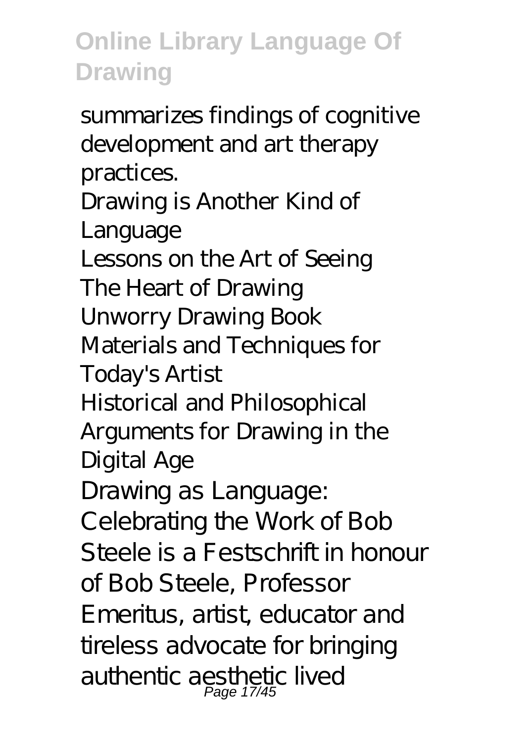summarizes findings of cognitive development and art therapy practices.

Drawing is Another Kind of Language

Lessons on the Art of Seeing

The Heart of Drawing

Unworry Drawing Book

Materials and Techniques for Today's Artist

Historical and Philosophical Arguments for Drawing in the Digital Age

Drawing as Language: Celebrating the Work of Bob Steele is a Festschrift in honour of Bob Steele, Professor Emeritus, artist, educator and tireless advocate for bringing authentic aesthetic lived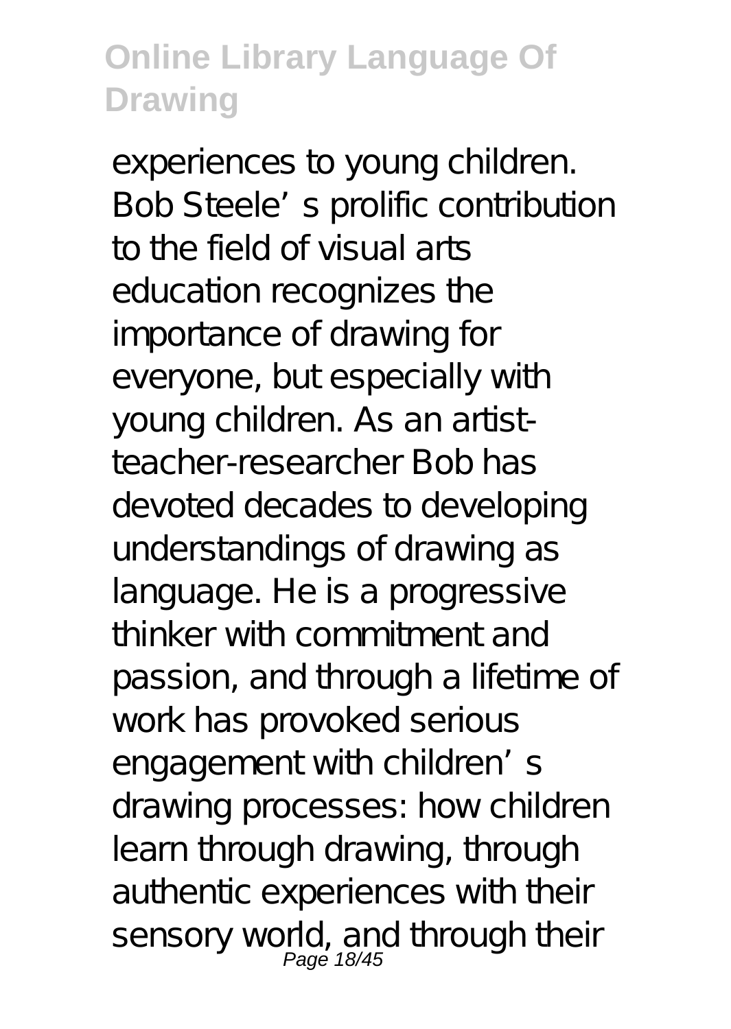experiences to young children. Bob Steele's prolific contribution to the field of visual arts education recognizes the importance of drawing for everyone, but especially with young children. As an artist-teacher-researcher Bob has devoted decades to developing understandings of drawing as language. He is a progressive thinker with commitment and passion, and through a lifetime of work has provoked serious engagement with children's drawing processes: how children learn through drawing, through authentic experiences with their sensory world, and through their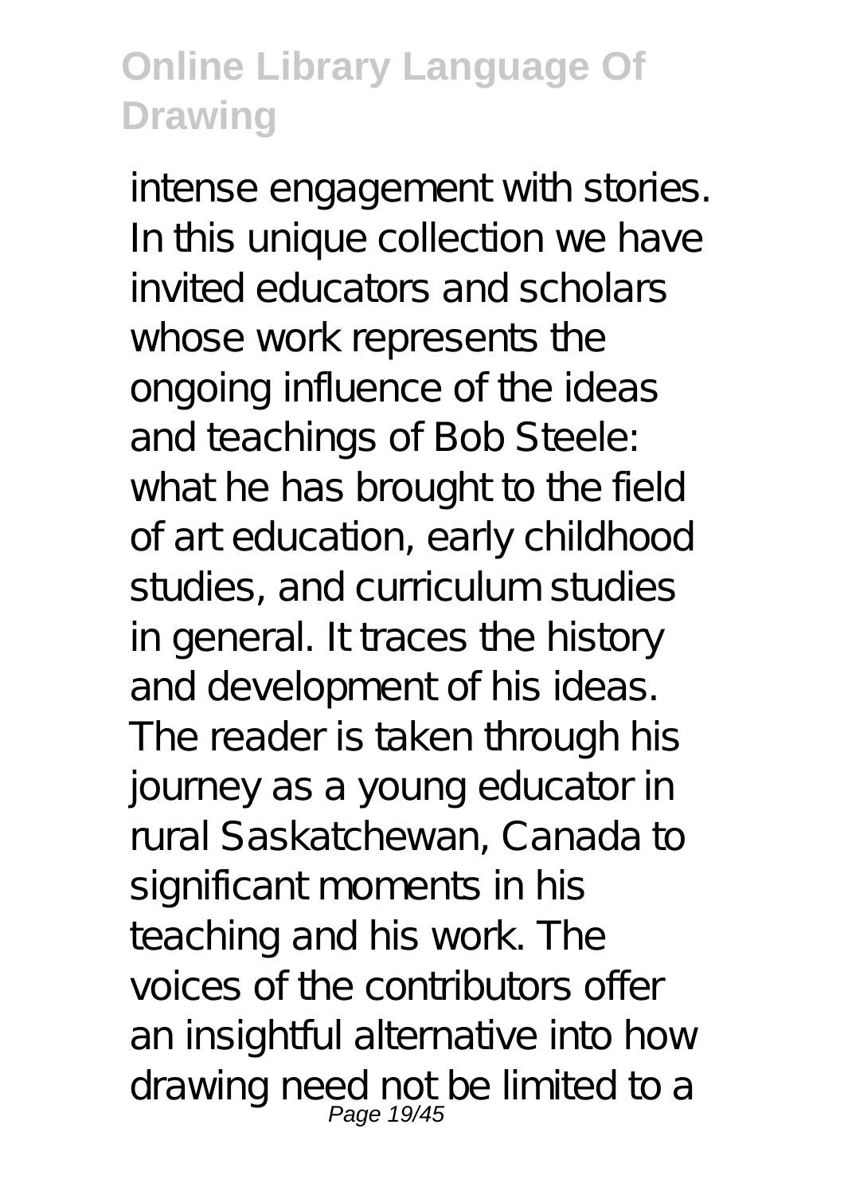intense engagement with stories. In this unique collection we have invited educators and scholars whose work represents the ongoing influence of the ideas and teachings of Bob Steele: what he has brought to the field of art education, early childhood studies, and curriculum studies in general. It traces the history and development of his ideas. The reader is taken through his journey as a young educator in rural Saskatchewan, Canada to significant moments in his teaching and his work. The voices of the contributors offer an insightful alternative into how drawing need not be limited to a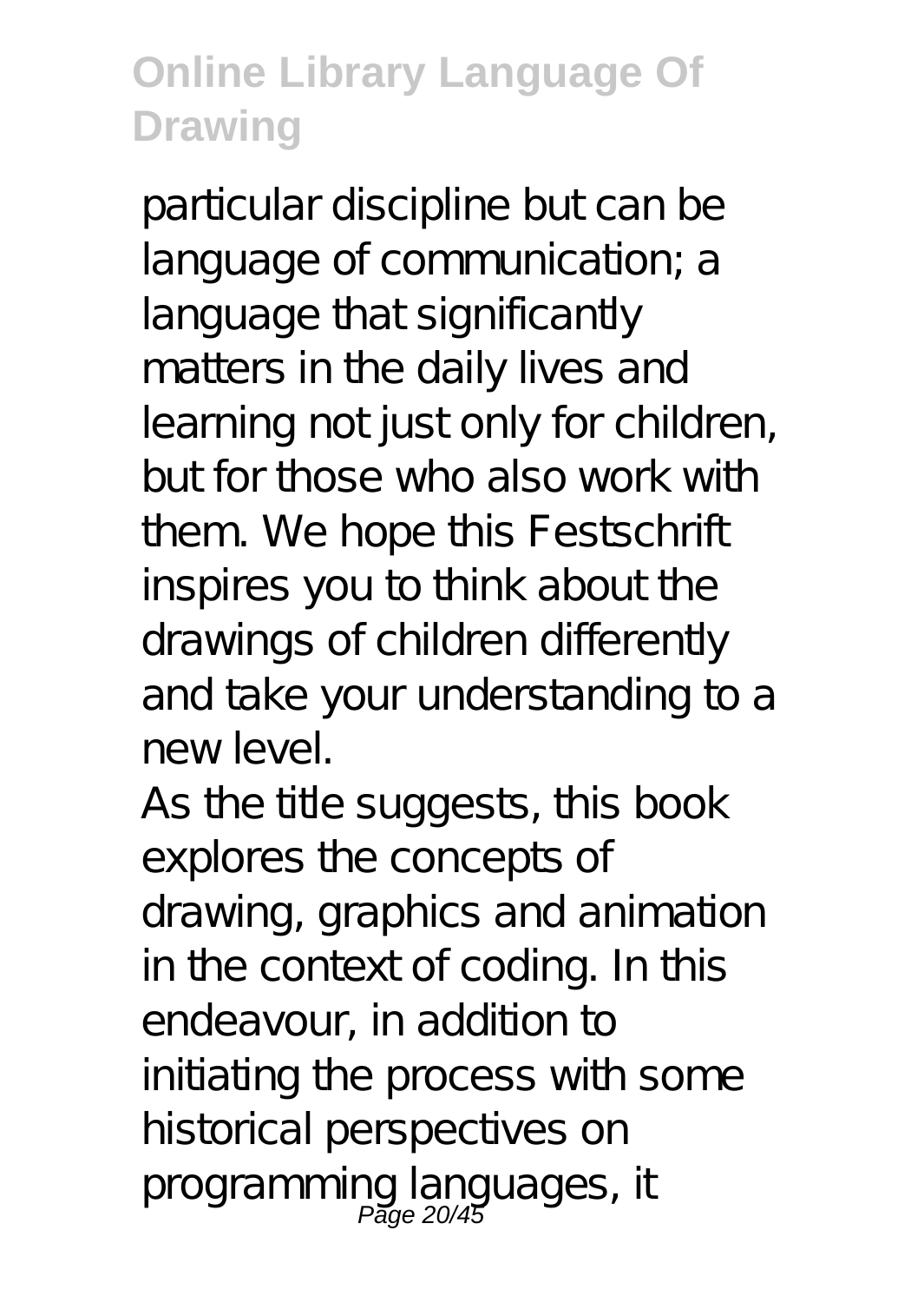particular discipline but can be language of communication; a language that significantly matters in the daily lives and learning not just only for children, but for those who also work with them. We hope this Festschrift inspires you to think about the drawings of children differently and take your understanding to a new level.

As the title suggests, this book explores the concepts of drawing, graphics and animation in the context of coding. In this endeavour, in addition to initiating the process with some historical perspectives on programming languages, it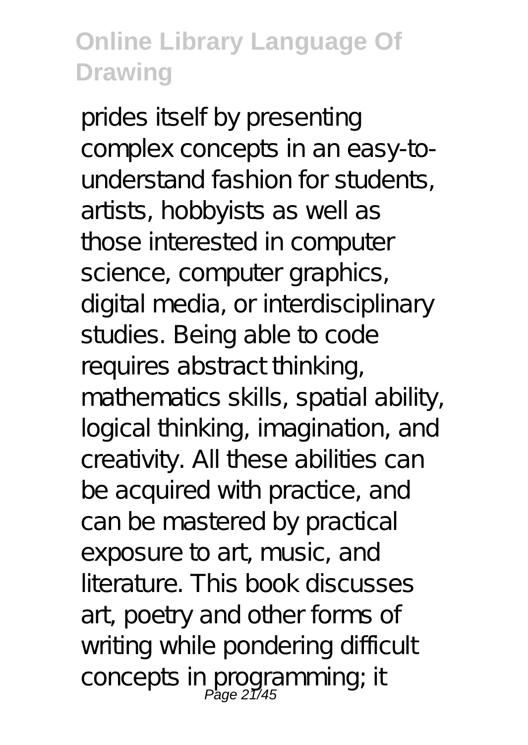prides itself by presenting complex concepts in an easy-to-understand fashion for students, artists, hobbyists as well as those interested in computer science, computer graphics, digital media, or interdisciplinary studies. Being able to code requires abstract thinking, mathematics skills, spatial ability, logical thinking, imagination, and creativity. All these abilities can be acquired with practice, and can be mastered by practical exposure to art, music, and literature. This book discusses art, poetry and other forms of writing while pondering difficult concepts in programming; it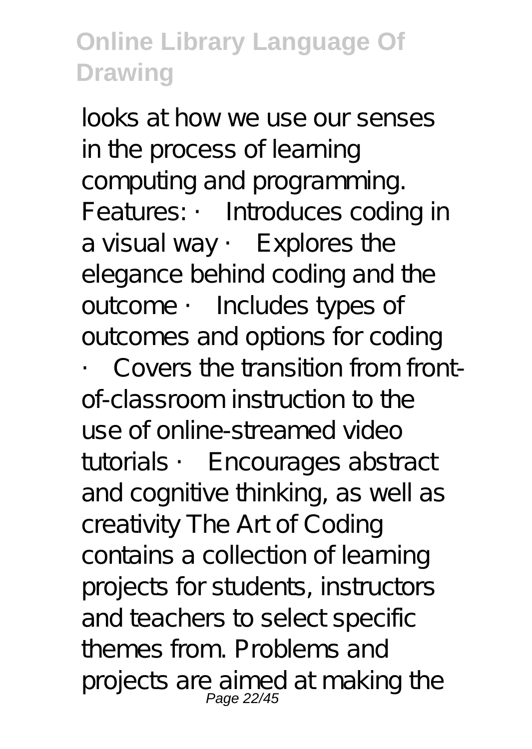looks at how we use our senses in the process of learning computing and programming. Features: · Introduces coding in a visual way · Explores the elegance behind coding and the outcome · Includes types of outcomes and options for coding · Covers the transition from front-of-classroom instruction to the use of online-streamed video tutorials · Encourages abstract and cognitive thinking, as well as creativity The Art of Coding contains a collection of learning projects for students, instructors and teachers to select specific themes from. Problems and projects are aimed at making the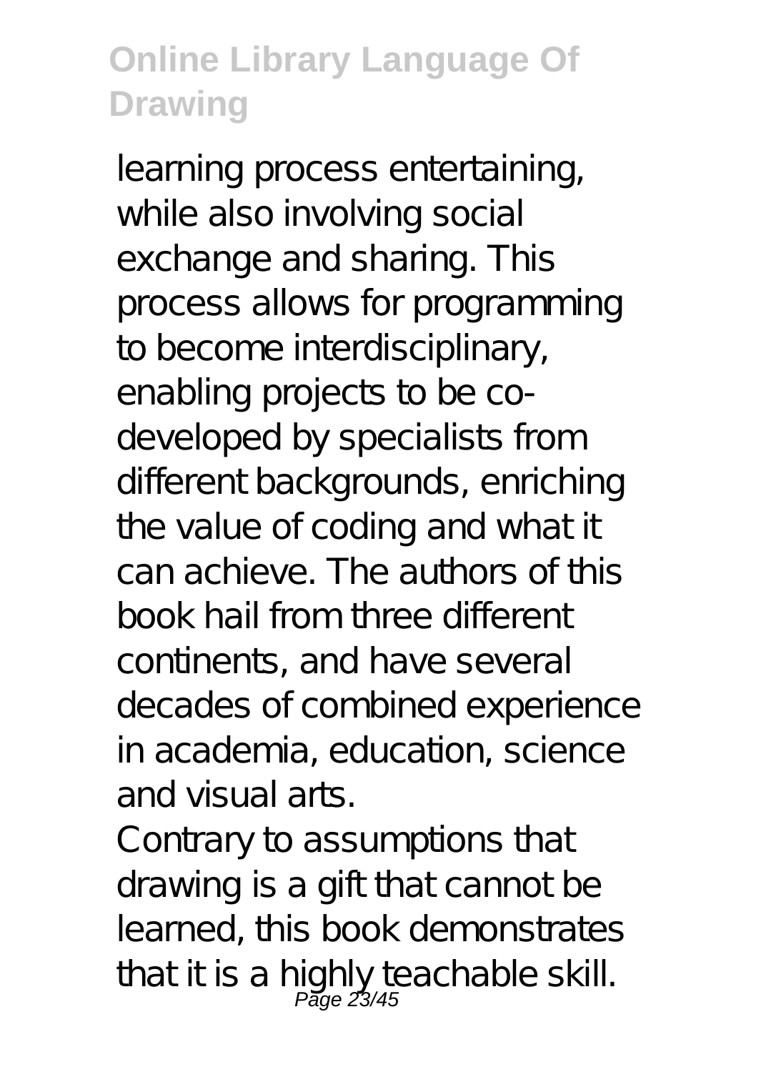learning process entertaining, while also involving social exchange and sharing. This process allows for programming to become interdisciplinary, enabling projects to be co-developed by specialists from different backgrounds, enriching the value of coding and what it can achieve. The authors of this book hail from three different continents, and have several decades of combined experience in academia, education, science and visual arts.

Contrary to assumptions that drawing is a gift that cannot be learned, this book demonstrates that it is a highly teachable skill.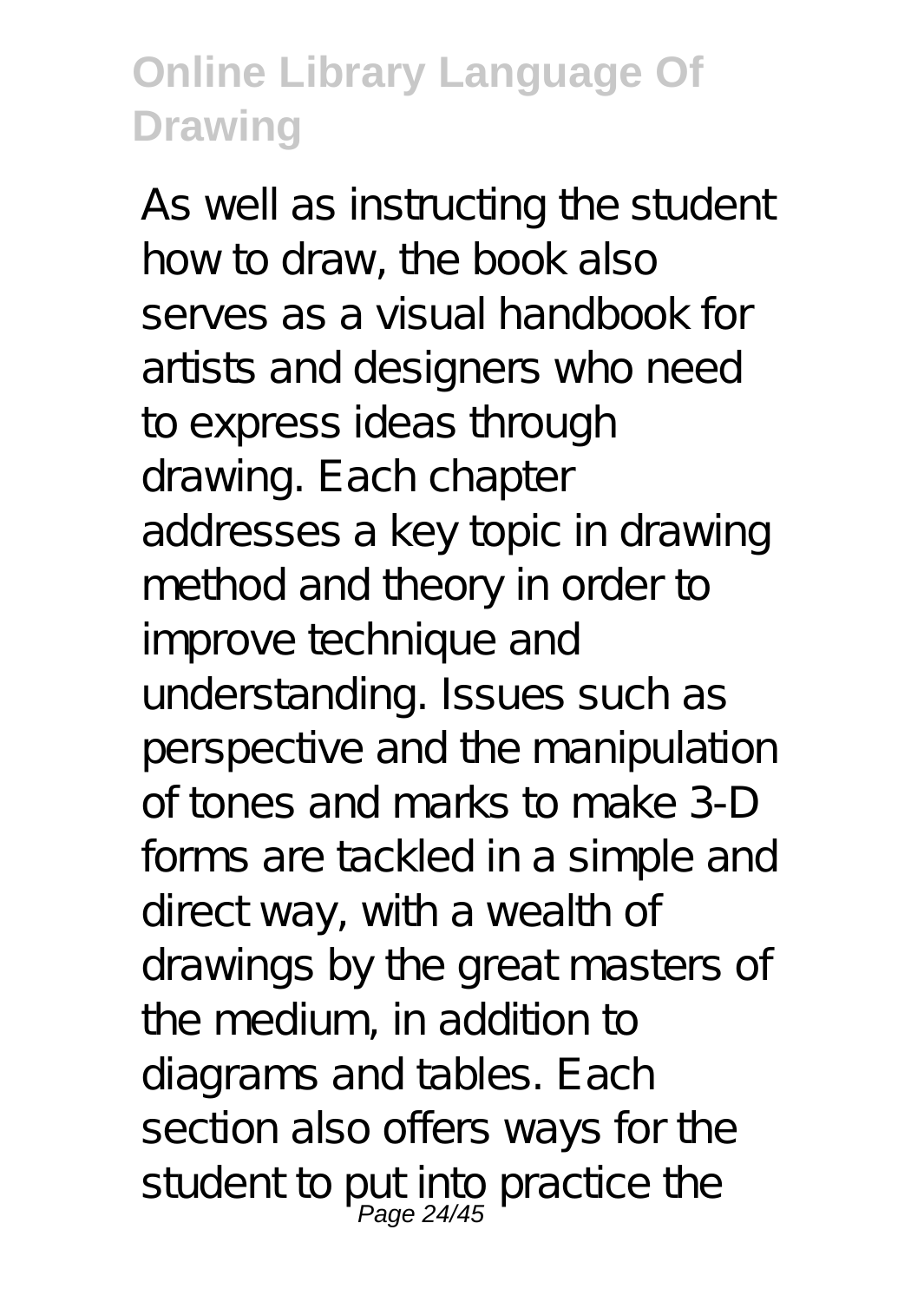As well as instructing the student how to draw, the book also serves as a visual handbook for artists and designers who need to express ideas through drawing. Each chapter addresses a key topic in drawing method and theory in order to improve technique and understanding. Issues such as perspective and the manipulation of tones and marks to make 3-D forms are tackled in a simple and direct way, with a wealth of drawings by the great masters of the medium, in addition to diagrams and tables. Each section also offers ways for the student to put into practice the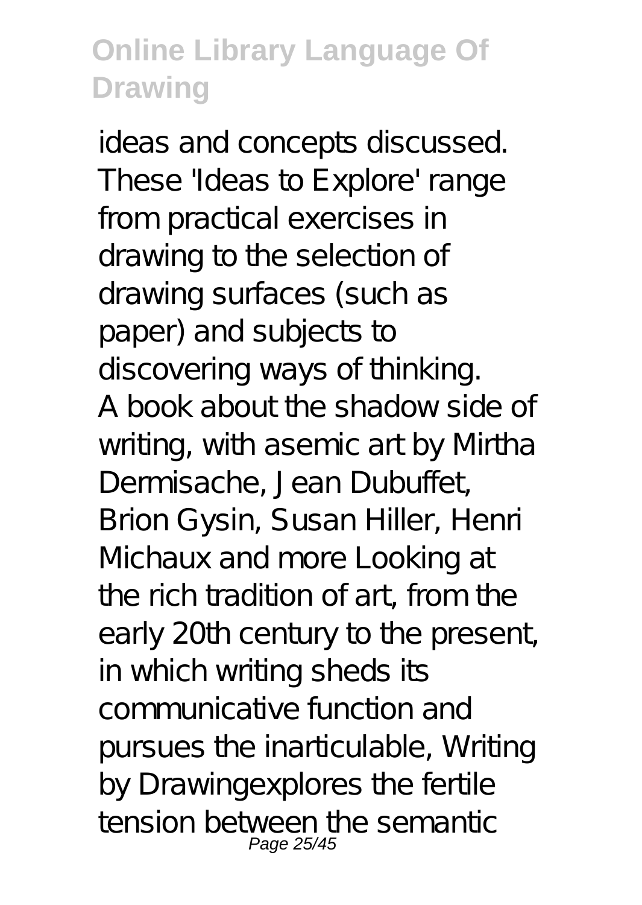ideas and concepts discussed. These 'Ideas to Explore' range from practical exercises in drawing to the selection of drawing surfaces (such as paper) and subjects to discovering ways of thinking.

A book about the shadow side of writing, with asemic art by Mirtha Dermisache, Jean Dubuffet, Brion Gysin, Susan Hiller, Henri Michaux and more Looking at the rich tradition of art, from the early 20th century to the present, in which writing sheds its communicative function and pursues the inarticulable, Writing by Drawingexplores the fertile tension between the semantic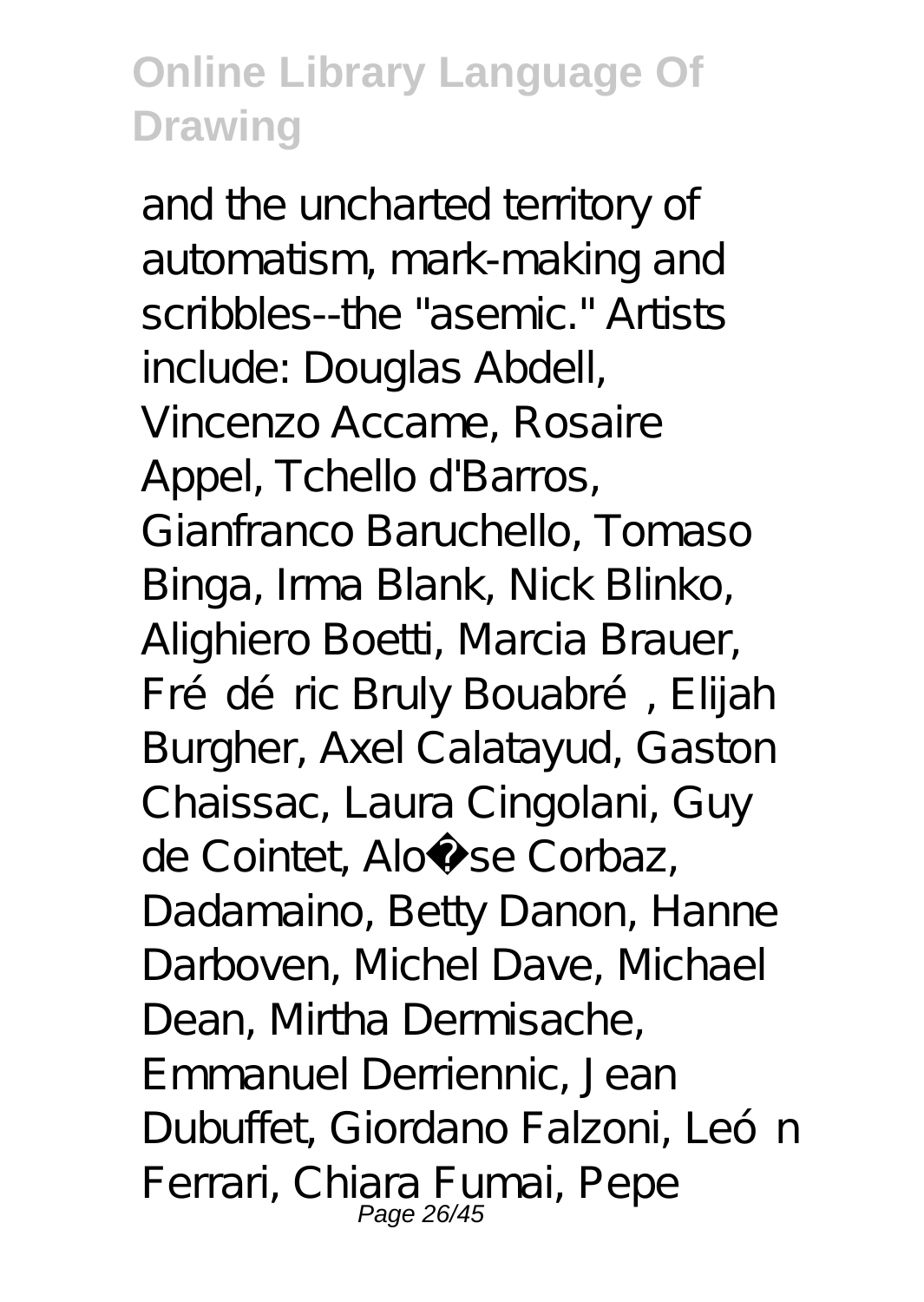and the uncharted territory of automatism, mark-making and scribbles--the "asemic." Artists include: Douglas Abdell, Vincenzo Accame, Rosaire Appel, Tchello d'Barros, Gianfranco Baruchello, Tomaso Binga, Irma Blank, Nick Blinko, Alighiero Boetti, Marcia Brauer, Frédéric Bruly Bouabré, Elijah Burgher, Axel Calatayud, Gaston Chaissac, Laura Cingolani, Guy de Cointet, Aloïse Corbaz, Dadamaino, Betty Danon, Hanne Darboven, Michel Dave, Michael Dean, Mirtha Dermisache, Emmanuel Derriennic, Jean Dubuffet, Giordano Falzoni, León Ferrari, Chiara Fumai, Pepe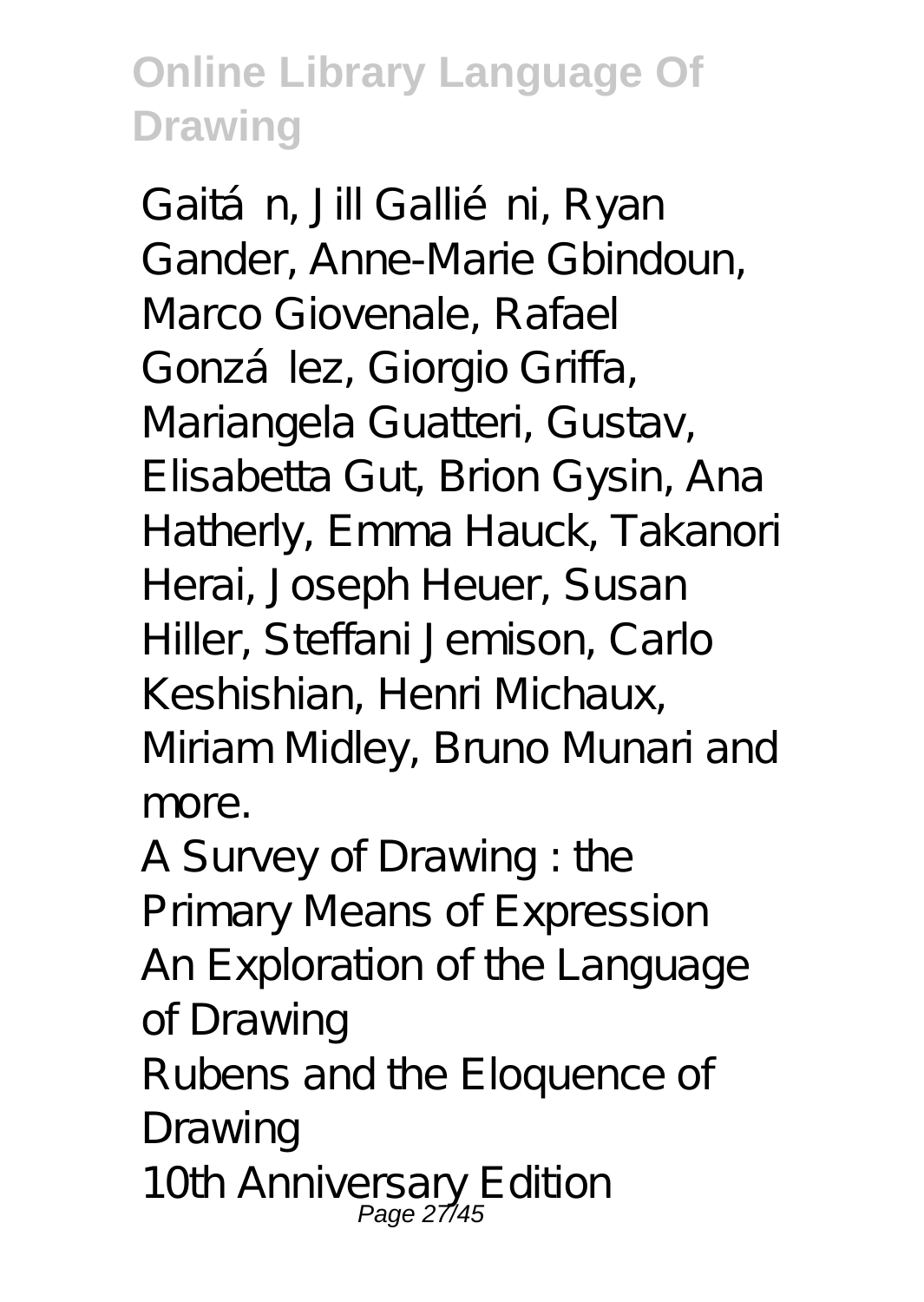Gaitán, Jill Galliéni, Ryan Gander, Anne-Marie Gbindoun, Marco Giovenale, Rafael González, Giorgio Griffa, Mariangela Guatteri, Gustav, Elisabetta Gut, Brion Gysin, Ana Hatherly, Emma Hauck, Takanori Herai, Joseph Heuer, Susan Hiller, Steffani Jemison, Carlo Keshishian, Henri Michaux, Miriam Midley, Bruno Munari and more.

A Survey of Drawing : the Primary Means of Expression

An Exploration of the Language of Drawing

Rubens and the Eloquence of Drawing

10th Anniversary Edition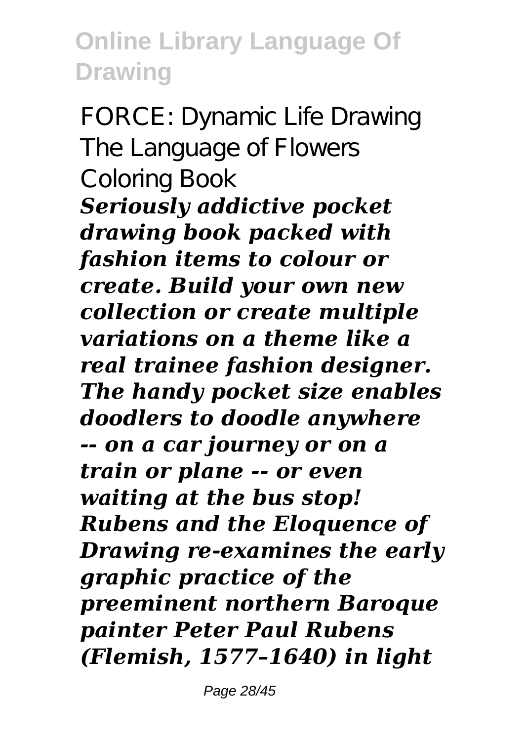FORCE: Dynamic Life Drawing
The Language of Flowers Coloring Book

***Seriously addictive pocket drawing book packed with fashion items to colour or create. Build your own new collection or create multiple variations on a theme like a real trainee fashion designer. The handy pocket size enables doodlers to doodle anywhere -- on a car journey or on a train or plane -- or even waiting at the bus stop!***

***Rubens and the Eloquence of Drawing re-examines the early graphic practice of the preeminent northern Baroque painter Peter Paul Rubens (Flemish, 1577–1640) in light***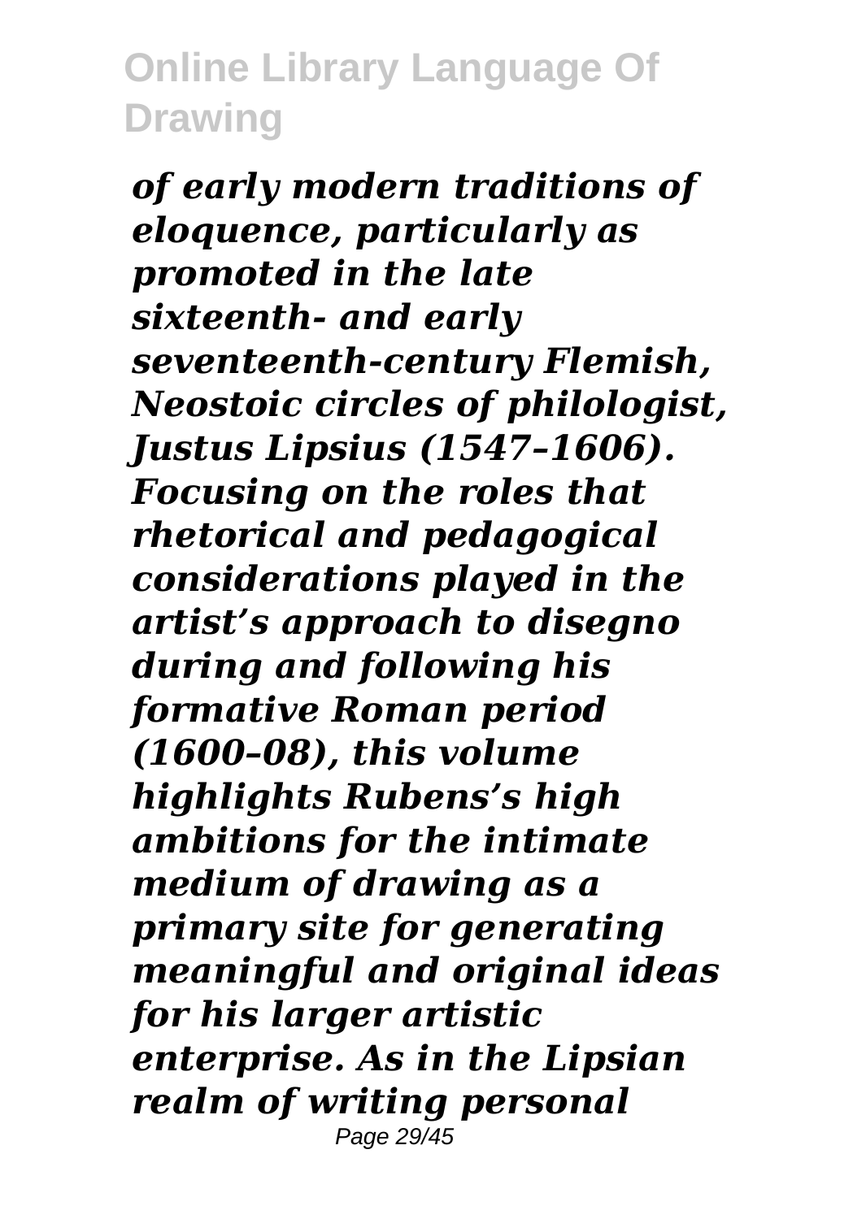*of early modern traditions of eloquence, particularly as promoted in the late sixteenth- and early seventeenth-century Flemish, Neostoic circles of philologist, Justus Lipsius (1547–1606). Focusing on the roles that rhetorical and pedagogical considerations played in the artist's approach to disegno during and following his formative Roman period (1600–08), this volume highlights Rubens's high ambitions for the intimate medium of drawing as a primary site for generating meaningful and original ideas for his larger artistic enterprise. As in the Lipsian realm of writing personal*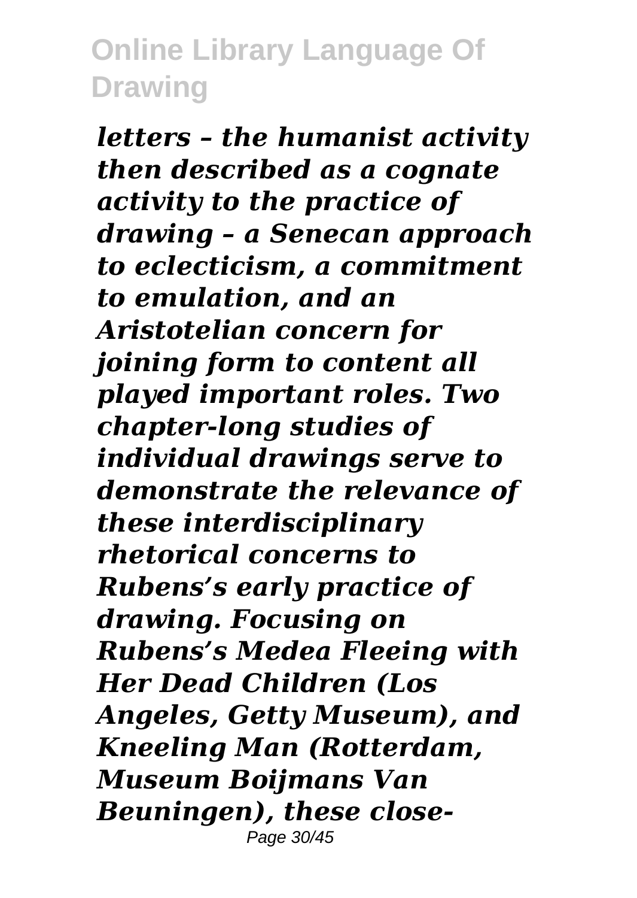*letters – the humanist activity then described as a cognate activity to the practice of drawing – a Senecan approach to eclecticism, a commitment to emulation, and an Aristotelian concern for joining form to content all played important roles. Two chapter-long studies of individual drawings serve to demonstrate the relevance of these interdisciplinary rhetorical concerns to Rubens's early practice of drawing. Focusing on Rubens's Medea Fleeing with Her Dead Children (Los Angeles, Getty Museum), and Kneeling Man (Rotterdam, Museum Boijmans Van Beuningen), these close-*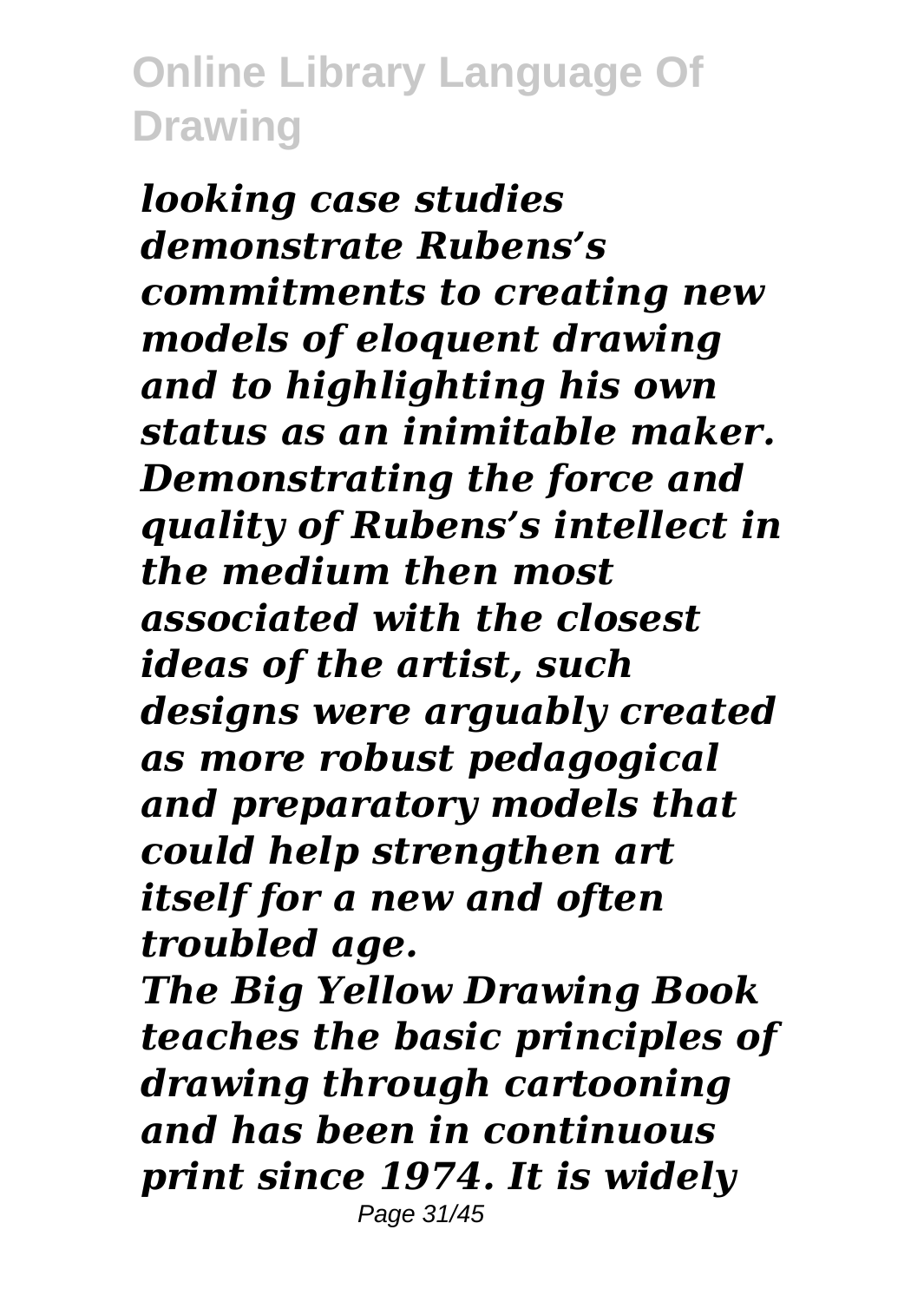*looking case studies demonstrate Rubens's commitments to creating new models of eloquent drawing and to highlighting his own status as an inimitable maker. Demonstrating the force and quality of Rubens's intellect in the medium then most associated with the closest ideas of the artist, such designs were arguably created as more robust pedagogical and preparatory models that could help strengthen art itself for a new and often troubled age.*

*The Big Yellow Drawing Book teaches the basic principles of drawing through cartooning and has been in continuous print since 1974. It is widely*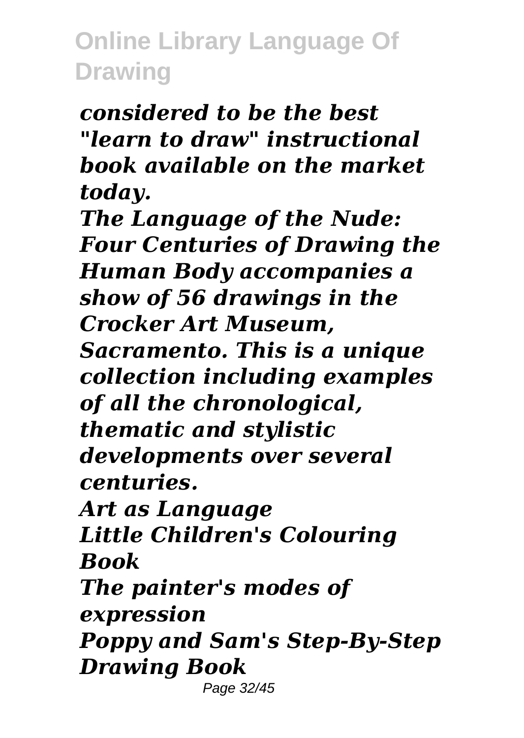*considered to be the best "learn to draw" instructional book available on the market today.*

*The Language of the Nude: Four Centuries of Drawing the Human Body accompanies a show of 56 drawings in the Crocker Art Museum, Sacramento. This is a unique collection including examples of all the chronological, thematic and stylistic developments over several centuries.*

*Art as Language*

*Little Children's Colouring Book*

*The painter's modes of expression*

*Poppy and Sam's Step-By-Step Drawing Book*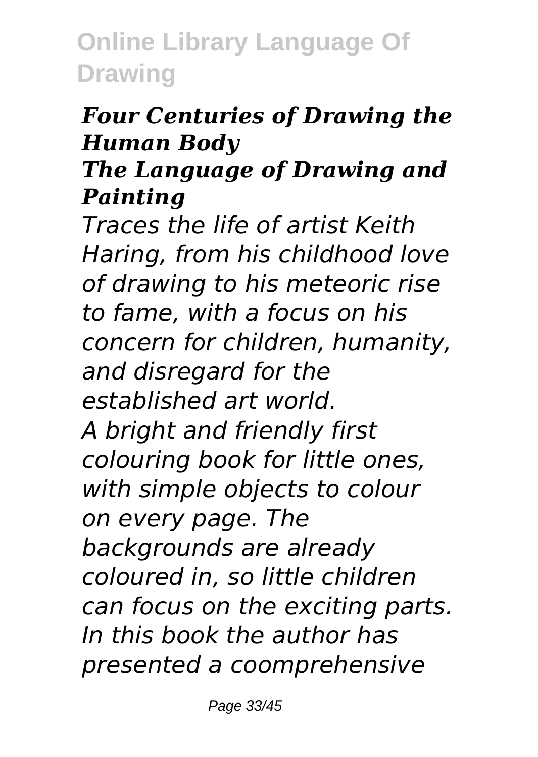### *Four Centuries of Drawing the Human Body*

### *The Language of Drawing and Painting*

*Traces the life of artist Keith Haring, from his childhood love of drawing to his meteoric rise to fame, with a focus on his concern for children, humanity, and disregard for the established art world.*

*A bright and friendly first colouring book for little ones, with simple objects to colour on every page. The backgrounds are already coloured in, so little children can focus on the exciting parts.*

*In this book the author has presented a coomprehensive*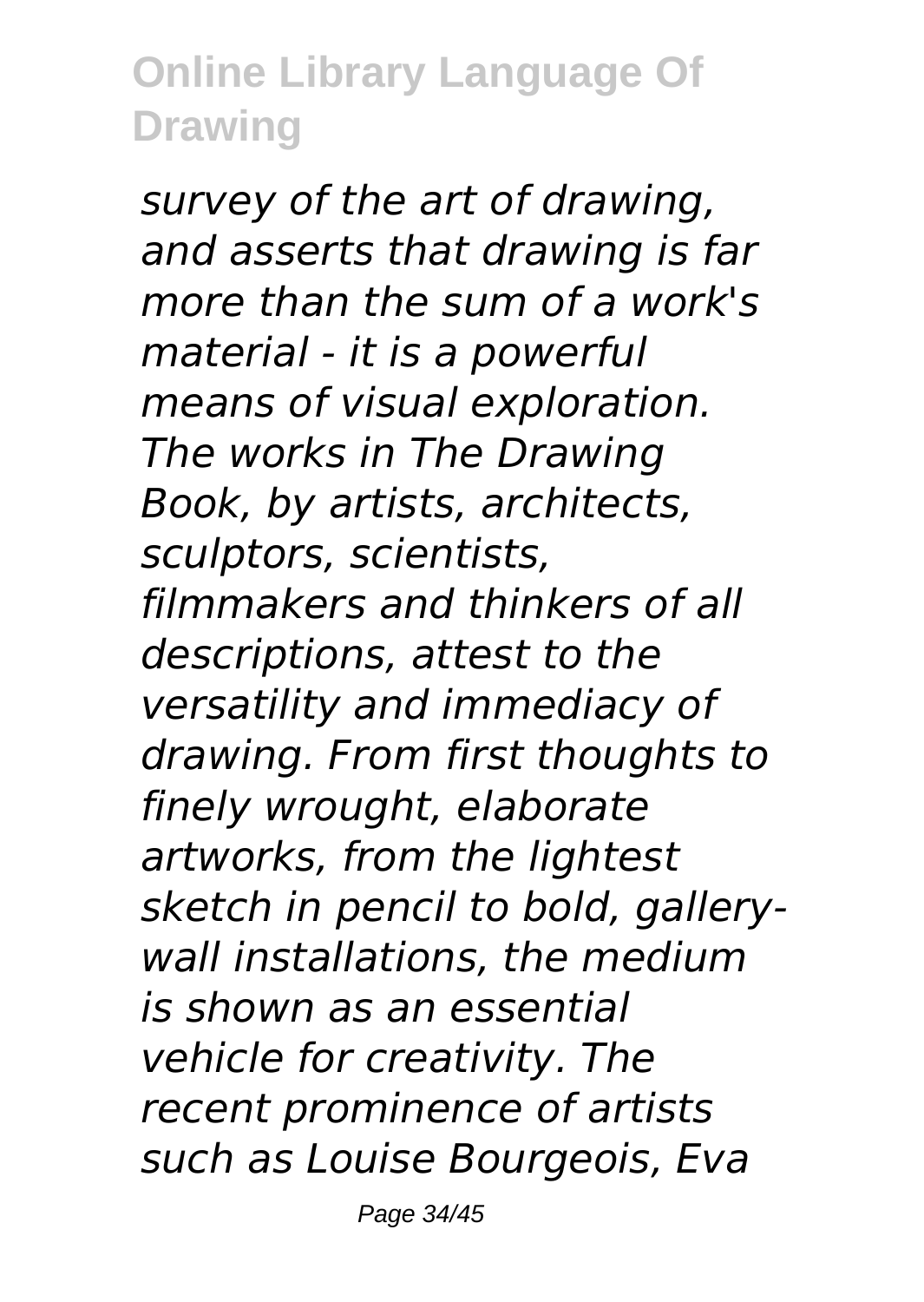*survey of the art of drawing, and asserts that drawing is far more than the sum of a work's material - it is a powerful means of visual exploration. The works in The Drawing Book, by artists, architects, sculptors, scientists, filmmakers and thinkers of all descriptions, attest to the versatility and immediacy of drawing. From first thoughts to finely wrought, elaborate artworks, from the lightest sketch in pencil to bold, gallery-wall installations, the medium is shown as an essential vehicle for creativity. The recent prominence of artists such as Louise Bourgeois, Eva*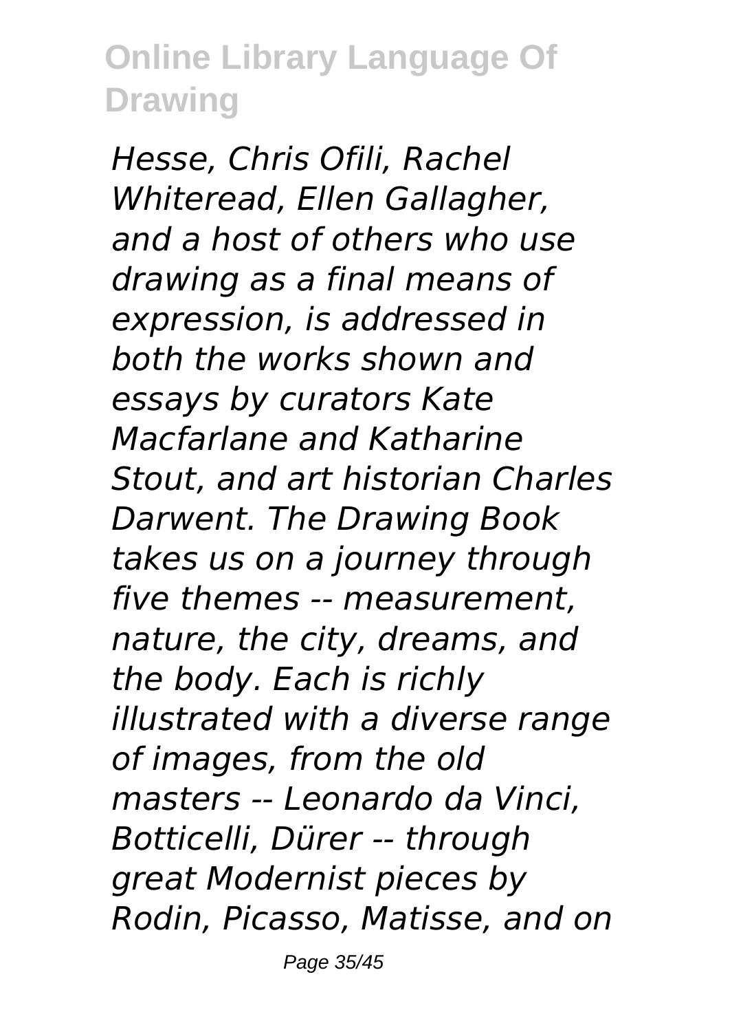*Hesse, Chris Ofili, Rachel Whiteread, Ellen Gallagher, and a host of others who use drawing as a final means of expression, is addressed in both the works shown and essays by curators Kate Macfarlane and Katharine Stout, and art historian Charles Darwent. The Drawing Book takes us on a journey through five themes -- measurement, nature, the city, dreams, and the body. Each is richly illustrated with a diverse range of images, from the old masters -- Leonardo da Vinci, Botticelli, Dürer -- through great Modernist pieces by Rodin, Picasso, Matisse, and on*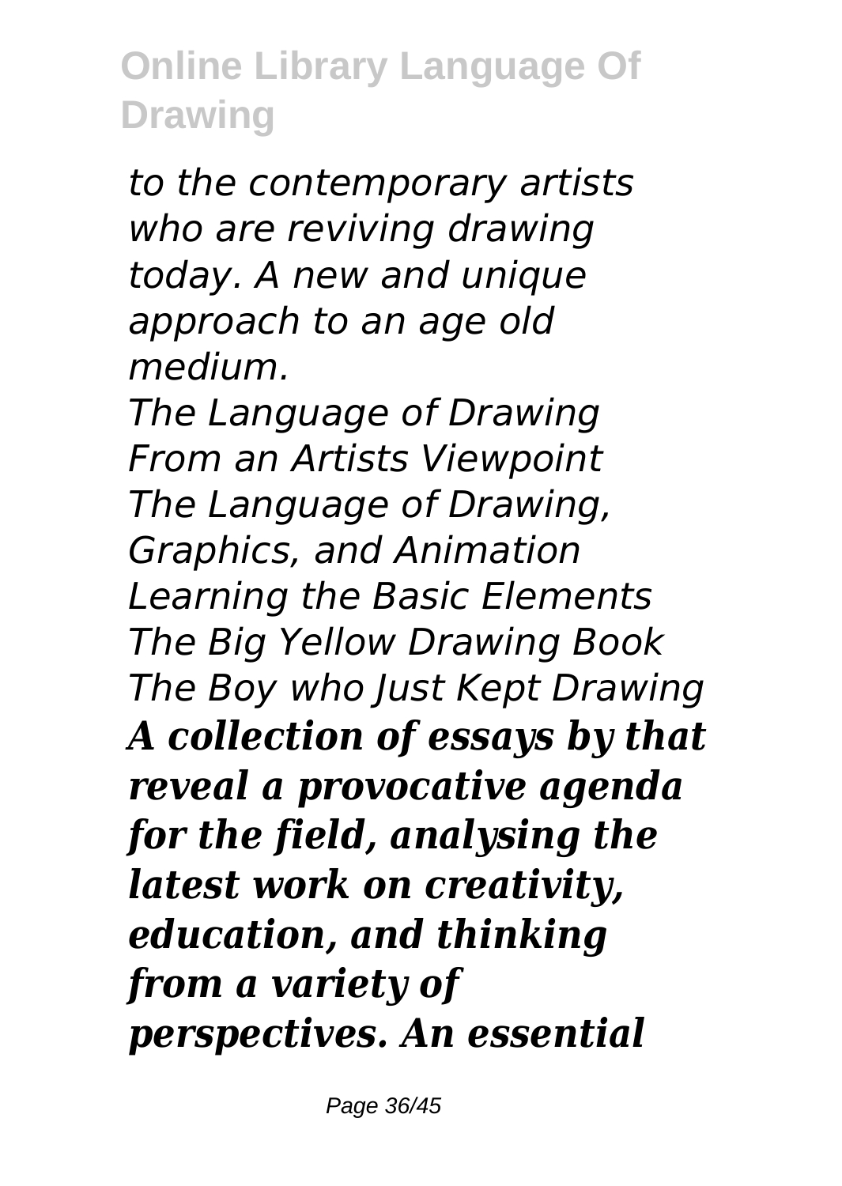*to the contemporary artists who are reviving drawing today. A new and unique approach to an age old medium.*

*The Language of Drawing*
*From an Artists Viewpoint*
*The Language of Drawing, Graphics, and Animation*
*Learning the Basic Elements*
*The Big Yellow Drawing Book*
*The Boy who Just Kept Drawing*

***A collection of essays by that reveal a provocative agenda for the field, analysing the latest work on creativity, education, and thinking from a variety of perspectives. An essential***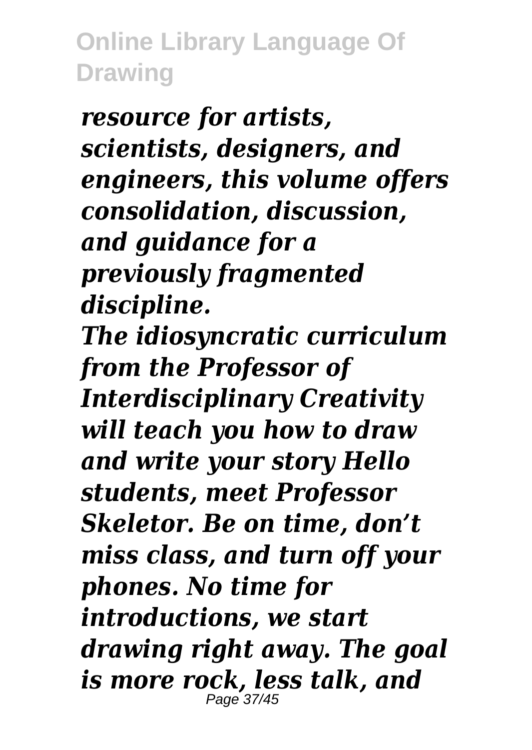*resource for artists, scientists, designers, and engineers, this volume offers consolidation, discussion, and guidance for a previously fragmented discipline.*

*The idiosyncratic curriculum from the Professor of Interdisciplinary Creativity will teach you how to draw and write your story Hello students, meet Professor Skeletor. Be on time, don't miss class, and turn off your phones. No time for introductions, we start drawing right away. The goal is more rock, less talk, and*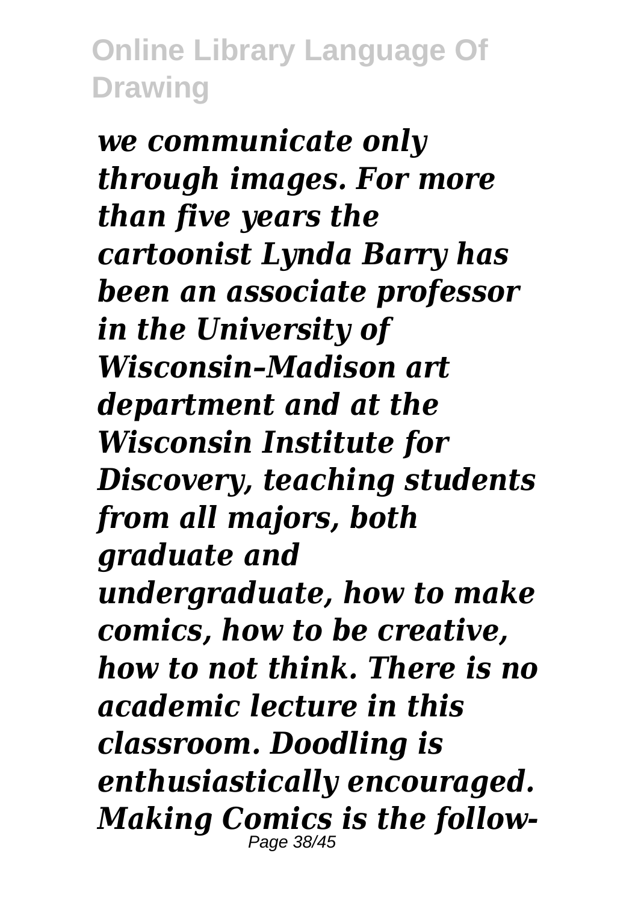*we communicate only through images. For more than five years the cartoonist Lynda Barry has been an associate professor in the University of Wisconsin–Madison art department and at the Wisconsin Institute for Discovery, teaching students from all majors, both graduate and undergraduate, how to make comics, how to be creative, how to not think. There is no academic lecture in this classroom. Doodling is enthusiastically encouraged. Making Comics is the follow-*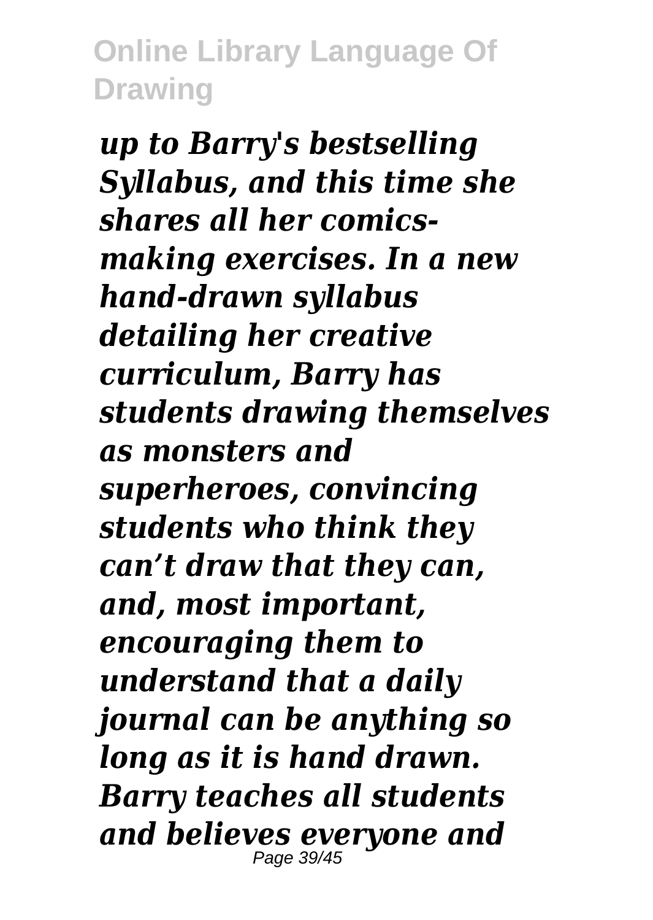*up to Barry's bestselling Syllabus, and this time she shares all her comics-making exercises. In a new hand-drawn syllabus detailing her creative curriculum, Barry has students drawing themselves as monsters and superheroes, convincing students who think they can't draw that they can, and, most important, encouraging them to understand that a daily journal can be anything so long as it is hand drawn. Barry teaches all students and believes everyone and*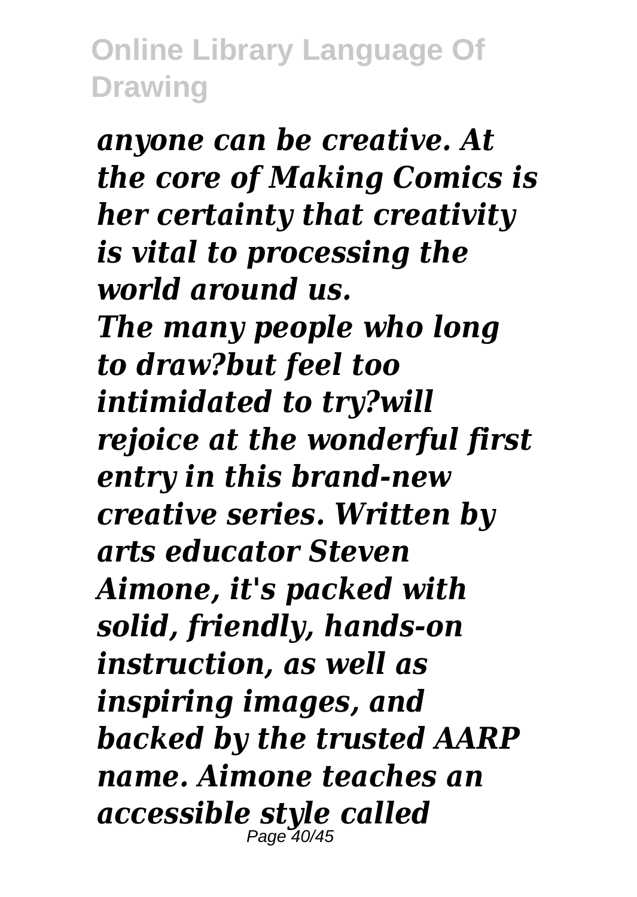*anyone can be creative. At the core of Making Comics is her certainty that creativity is vital to processing the world around us.*

*The many people who long to draw?but feel too intimidated to try?will rejoice at the wonderful first entry in this brand-new creative series. Written by arts educator Steven Aimone, it's packed with solid, friendly, hands-on instruction, as well as inspiring images, and backed by the trusted AARP name. Aimone teaches an accessible style called*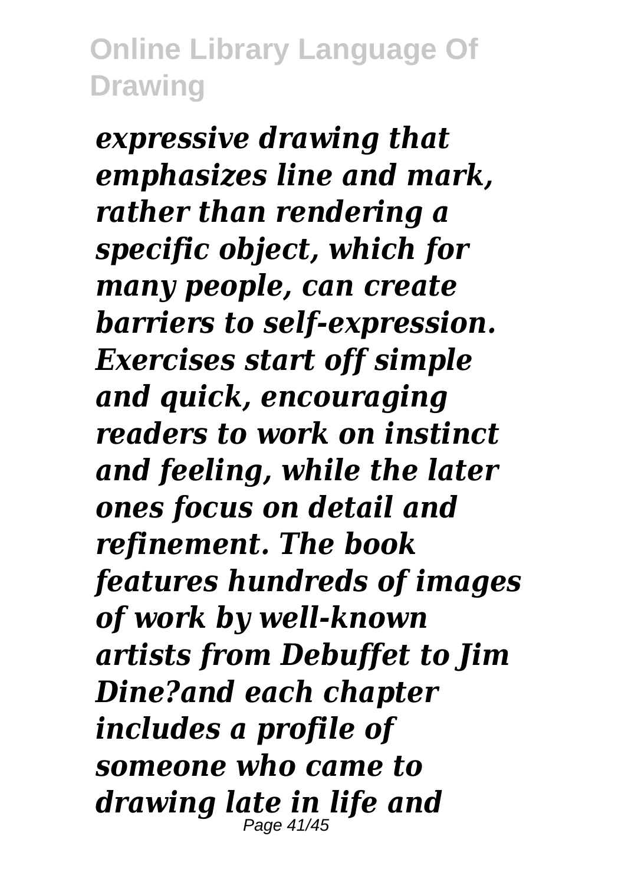*expressive drawing that emphasizes line and mark, rather than rendering a specific object, which for many people, can create barriers to self-expression. Exercises start off simple and quick, encouraging readers to work on instinct and feeling, while the later ones focus on detail and refinement. The book features hundreds of images of work by well-known artists from Debuffet to Jim Dine?and each chapter includes a profile of someone who came to drawing late in life and*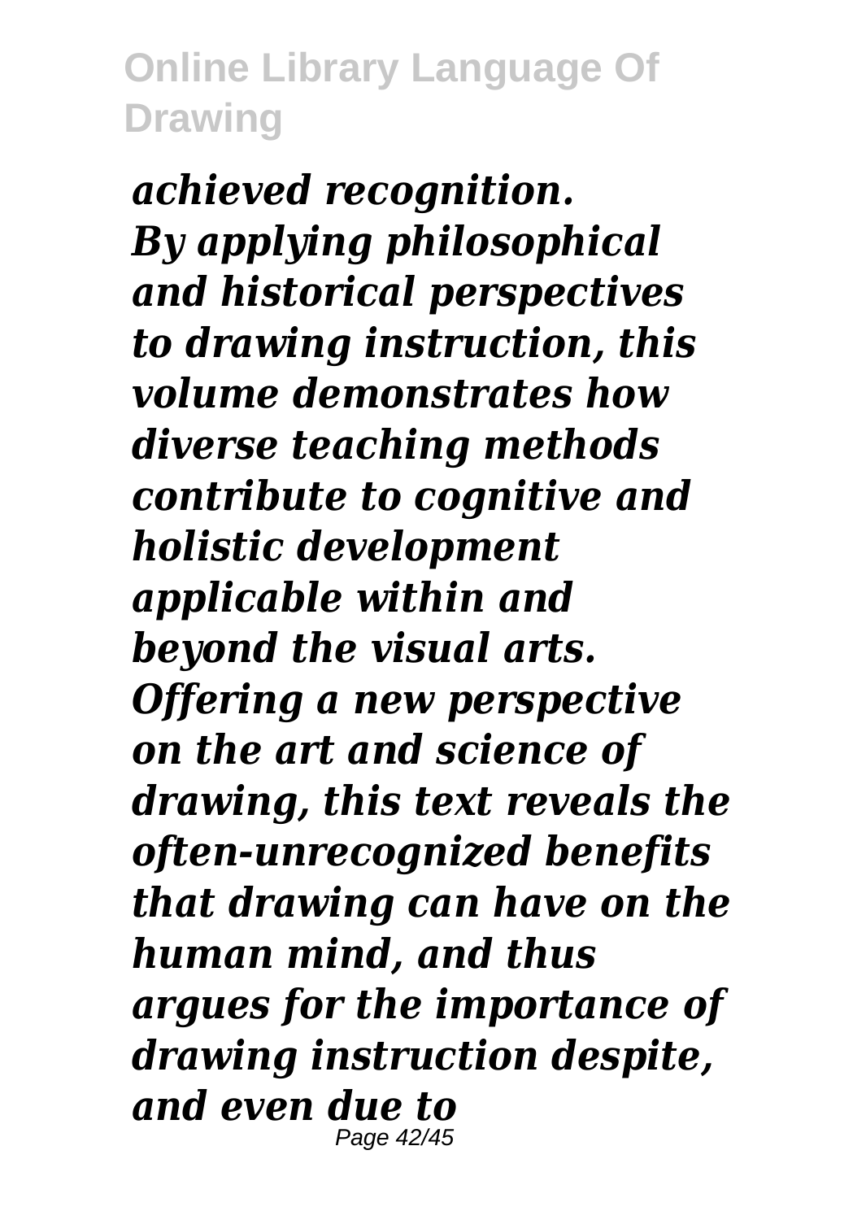*achieved recognition.*

*By applying philosophical and historical perspectives to drawing instruction, this volume demonstrates how diverse teaching methods contribute to cognitive and holistic development applicable within and beyond the visual arts. Offering a new perspective on the art and science of drawing, this text reveals the often-unrecognized benefits that drawing can have on the human mind, and thus argues for the importance of drawing instruction despite, and even due to*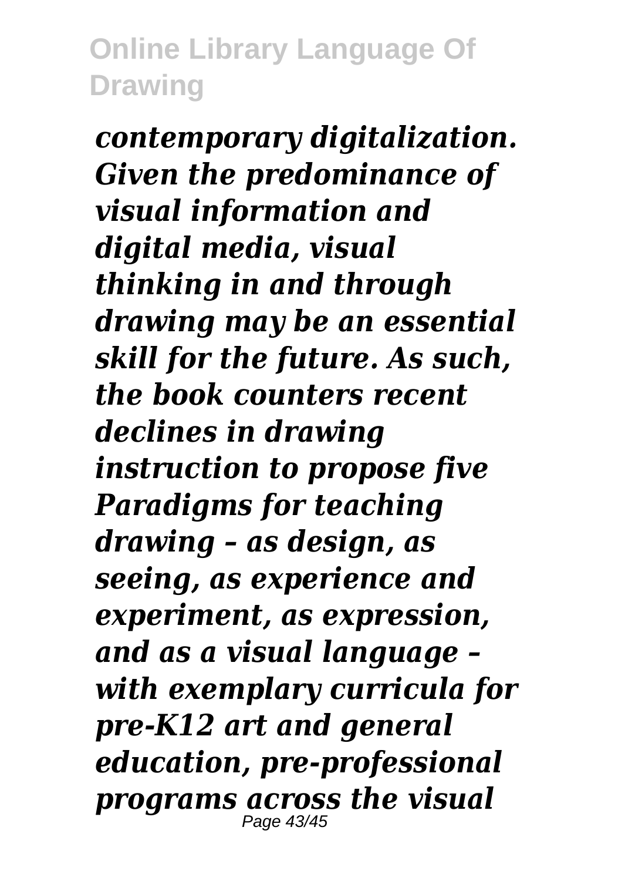*contemporary digitalization. Given the predominance of visual information and digital media, visual thinking in and through drawing may be an essential skill for the future. As such, the book counters recent declines in drawing instruction to propose five Paradigms for teaching drawing – as design, as seeing, as experience and experiment, as expression, and as a visual language – with exemplary curricula for pre-K12 art and general education, pre-professional programs across the visual*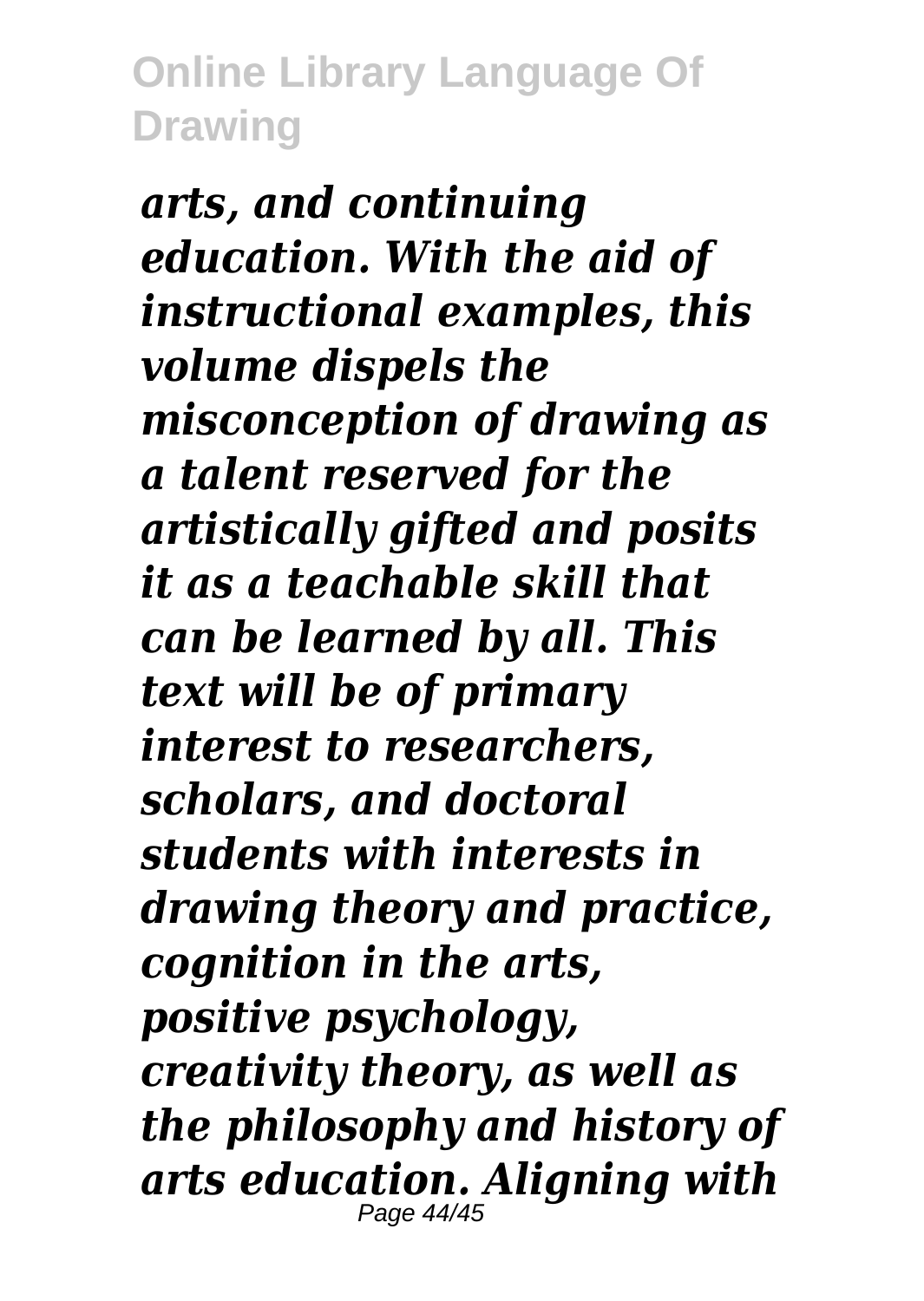*arts, and continuing education. With the aid of instructional examples, this volume dispels the misconception of drawing as a talent reserved for the artistically gifted and posits it as a teachable skill that can be learned by all. This text will be of primary interest to researchers, scholars, and doctoral students with interests in drawing theory and practice, cognition in the arts, positive psychology, creativity theory, as well as the philosophy and history of arts education. Aligning with*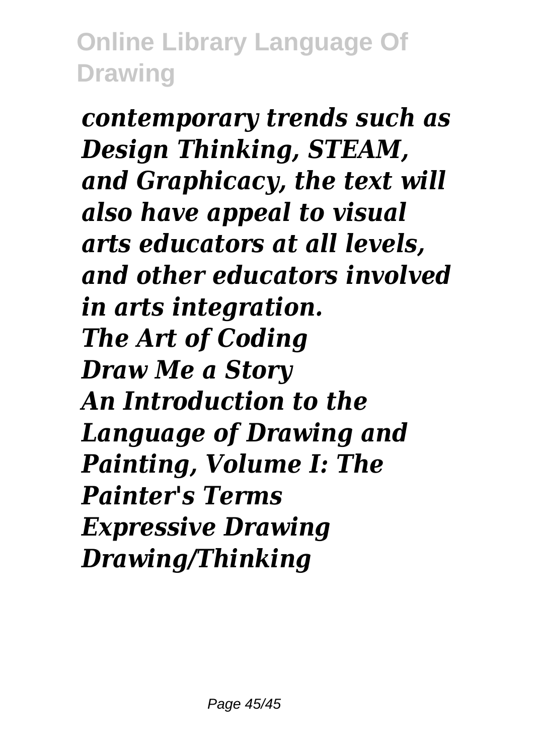*contemporary trends such as Design Thinking, STEAM, and Graphicacy, the text will also have appeal to visual arts educators at all levels, and other educators involved in arts integration.*

*The Art of Coding*

*Draw Me a Story*

*An Introduction to the Language of Drawing and Painting, Volume I: The Painter's Terms*

*Expressive Drawing*

*Drawing/Thinking*